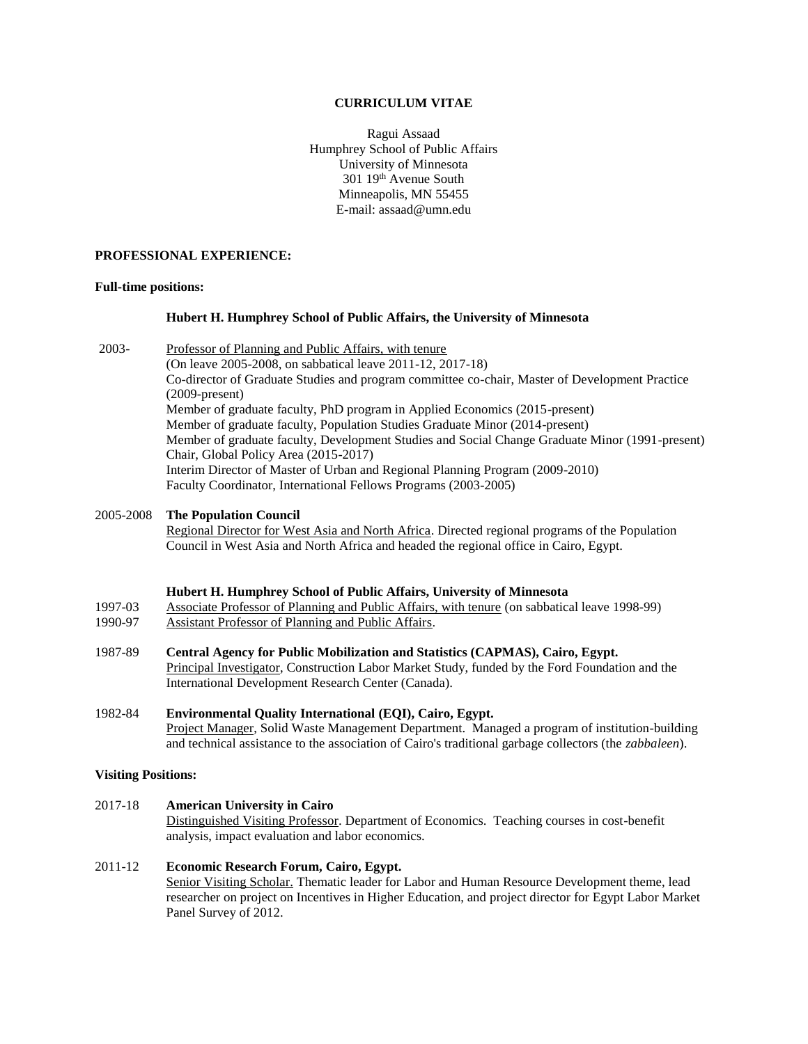**CURRICULUM VITAE**

Ragui Assaad
Humphrey School of Public Affairs
University of Minnesota
301 19th Avenue South
Minneapolis, MN 55455
E-mail: assaad@umn.edu

**PROFESSIONAL EXPERIENCE:**

**Full-time positions:**

**Hubert H. Humphrey School of Public Affairs, the University of Minnesota**

2003- Professor of Planning and Public Affairs, with tenure
(On leave 2005-2008, on sabbatical leave 2011-12, 2017-18)
Co-director of Graduate Studies and program committee co-chair, Master of Development Practice (2009-present)
Member of graduate faculty, PhD program in Applied Economics (2015-present)
Member of graduate faculty, Population Studies Graduate Minor (2014-present)
Member of graduate faculty, Development Studies and Social Change Graduate Minor (1991-present)
Chair, Global Policy Area (2015-2017)
Interim Director of Master of Urban and Regional Planning Program (2009-2010)
Faculty Coordinator, International Fellows Programs (2003-2005)

2005-2008 **The Population Council**
Regional Director for West Asia and North Africa. Directed regional programs of the Population Council in West Asia and North Africa and headed the regional office in Cairo, Egypt.

**Hubert H. Humphrey School of Public Affairs, University of Minnesota**

1997-03 Associate Professor of Planning and Public Affairs, with tenure (on sabbatical leave 1998-99)

1990-97 Assistant Professor of Planning and Public Affairs.

1987-89 **Central Agency for Public Mobilization and Statistics (CAPMAS), Cairo, Egypt.**
Principal Investigator, Construction Labor Market Study, funded by the Ford Foundation and the International Development Research Center (Canada).

1982-84 **Environmental Quality International (EQI), Cairo, Egypt.**
Project Manager, Solid Waste Management Department. Managed a program of institution-building and technical assistance to the association of Cairo's traditional garbage collectors (the *zabbaleen*).

**Visiting Positions:**

2017-18 **American University in Cairo**
Distinguished Visiting Professor. Department of Economics. Teaching courses in cost-benefit analysis, impact evaluation and labor economics.

2011-12 **Economic Research Forum, Cairo, Egypt.**
Senior Visiting Scholar. Thematic leader for Labor and Human Resource Development theme, lead researcher on project on Incentives in Higher Education, and project director for Egypt Labor Market Panel Survey of 2012.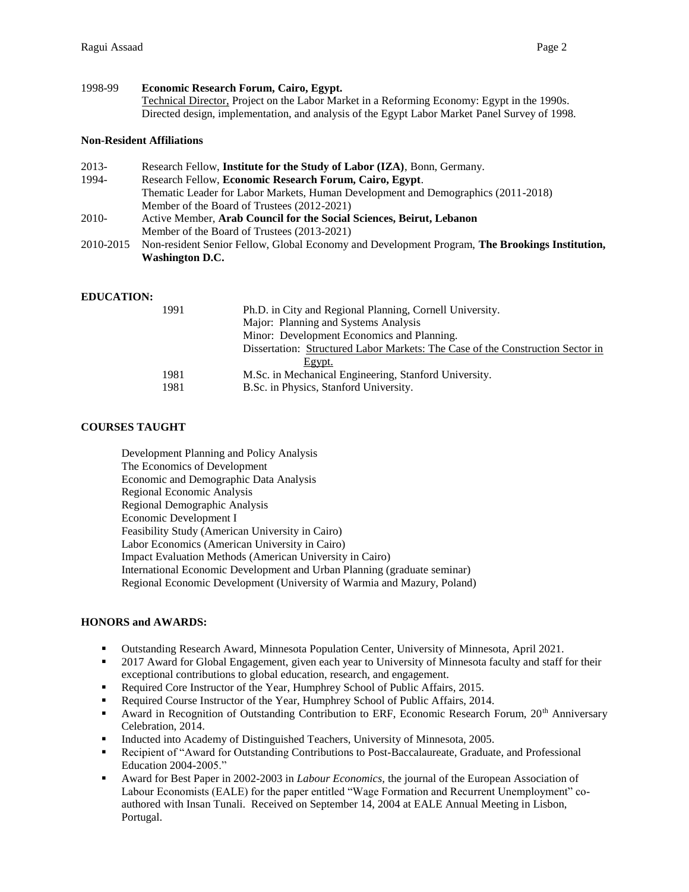1998-99 **Economic Research Forum, Cairo, Egypt.**
Technical Director, Project on the Labor Market in a Reforming Economy: Egypt in the 1990s. Directed design, implementation, and analysis of the Egypt Labor Market Panel Survey of 1998.

**Non-Resident Affiliations**

2013- Research Fellow, **Institute for the Study of Labor (IZA)**, Bonn, Germany.

1994- Research Fellow, **Economic Research Forum, Cairo, Egypt**.
Thematic Leader for Labor Markets, Human Development and Demographics (2011-2018)
Member of the Board of Trustees (2012-2021)

2010- Active Member, **Arab Council for the Social Sciences, Beirut, Lebanon**
Member of the Board of Trustees (2013-2021)

2010-2015 Non-resident Senior Fellow, Global Economy and Development Program, **The Brookings Institution, Washington D.C.**

## EDUCATION:

1991 Ph.D. in City and Regional Planning, Cornell University.
Major: Planning and Systems Analysis
Minor: Development Economics and Planning.
Dissertation: Structured Labor Markets: The Case of the Construction Sector in Egypt.

1981 M.Sc. in Mechanical Engineering, Stanford University.

1981 B.Sc. in Physics, Stanford University.

## COURSES TAUGHT

Development Planning and Policy Analysis
The Economics of Development
Economic and Demographic Data Analysis
Regional Economic Analysis
Regional Demographic Analysis
Economic Development I
Feasibility Study (American University in Cairo)
Labor Economics (American University in Cairo)
Impact Evaluation Methods (American University in Cairo)
International Economic Development and Urban Planning (graduate seminar)
Regional Economic Development (University of Warmia and Mazury, Poland)

## HONORS and AWARDS:

- Outstanding Research Award, Minnesota Population Center, University of Minnesota, April 2021.
- 2017 Award for Global Engagement, given each year to University of Minnesota faculty and staff for their exceptional contributions to global education, research, and engagement.
- Required Core Instructor of the Year, Humphrey School of Public Affairs, 2015.
- Required Course Instructor of the Year, Humphrey School of Public Affairs, 2014.
- Award in Recognition of Outstanding Contribution to ERF, Economic Research Forum, 20th Anniversary Celebration, 2014.
- Inducted into Academy of Distinguished Teachers, University of Minnesota, 2005.
- Recipient of "Award for Outstanding Contributions to Post-Baccalaureate, Graduate, and Professional Education 2004-2005."
- Award for Best Paper in 2002-2003 in *Labour Economics*, the journal of the European Association of Labour Economists (EALE) for the paper entitled "Wage Formation and Recurrent Unemployment" co-authored with Insan Tunali. Received on September 14, 2004 at EALE Annual Meeting in Lisbon, Portugal.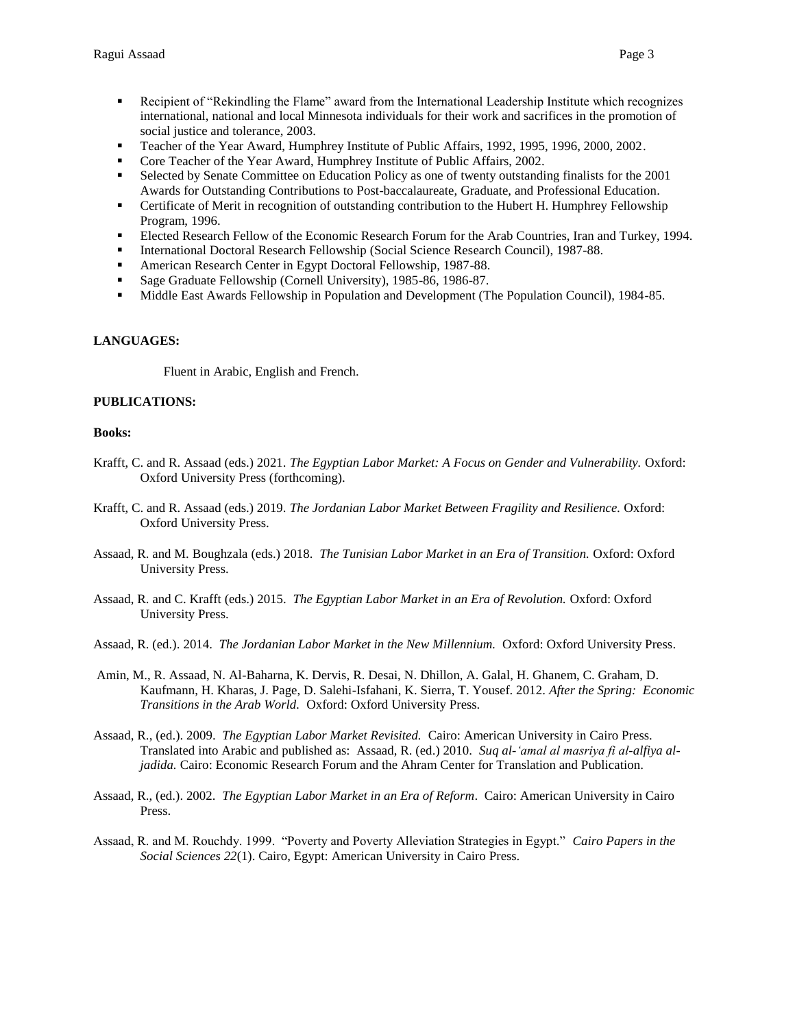- Recipient of "Rekindling the Flame" award from the International Leadership Institute which recognizes international, national and local Minnesota individuals for their work and sacrifices in the promotion of social justice and tolerance, 2003.
- Teacher of the Year Award, Humphrey Institute of Public Affairs, 1992, 1995, 1996, 2000, 2002.
- Core Teacher of the Year Award, Humphrey Institute of Public Affairs, 2002.
- Selected by Senate Committee on Education Policy as one of twenty outstanding finalists for the 2001 Awards for Outstanding Contributions to Post-baccalaureate, Graduate, and Professional Education.
- Certificate of Merit in recognition of outstanding contribution to the Hubert H. Humphrey Fellowship Program, 1996.
- Elected Research Fellow of the Economic Research Forum for the Arab Countries, Iran and Turkey, 1994.
- International Doctoral Research Fellowship (Social Science Research Council), 1987-88.
- American Research Center in Egypt Doctoral Fellowship, 1987-88.
- Sage Graduate Fellowship (Cornell University), 1985-86, 1986-87.
- Middle East Awards Fellowship in Population and Development (The Population Council), 1984-85.

**LANGUAGES:**

Fluent in Arabic, English and French.

**PUBLICATIONS:**

**Books:**

Krafft, C. and R. Assaad (eds.) 2021. *The Egyptian Labor Market: A Focus on Gender and Vulnerability.* Oxford: Oxford University Press (forthcoming).

Krafft, C. and R. Assaad (eds.) 2019. *The Jordanian Labor Market Between Fragility and Resilience.* Oxford: Oxford University Press.

Assaad, R. and M. Boughzala (eds.) 2018. *The Tunisian Labor Market in an Era of Transition.* Oxford: Oxford University Press.

Assaad, R. and C. Krafft (eds.) 2015. *The Egyptian Labor Market in an Era of Revolution.* Oxford: Oxford University Press.

Assaad, R. (ed.). 2014. *The Jordanian Labor Market in the New Millennium.* Oxford: Oxford University Press.

Amin, M., R. Assaad, N. Al-Baharna, K. Dervis, R. Desai, N. Dhillon, A. Galal, H. Ghanem, C. Graham, D. Kaufmann, H. Kharas, J. Page, D. Salehi-Isfahani, K. Sierra, T. Yousef. 2012. *After the Spring: Economic Transitions in the Arab World.* Oxford: Oxford University Press.

Assaad, R., (ed.). 2009. *The Egyptian Labor Market Revisited.* Cairo: American University in Cairo Press. Translated into Arabic and published as: Assaad, R. (ed.) 2010. *Suq al-'amal al masriya fi al-alfiya al-jadida.* Cairo: Economic Research Forum and the Ahram Center for Translation and Publication.

Assaad, R., (ed.). 2002. *The Egyptian Labor Market in an Era of Reform*. Cairo: American University in Cairo Press.

Assaad, R. and M. Rouchdy. 1999. "Poverty and Poverty Alleviation Strategies in Egypt." *Cairo Papers in the Social Sciences 22*(1). Cairo, Egypt: American University in Cairo Press.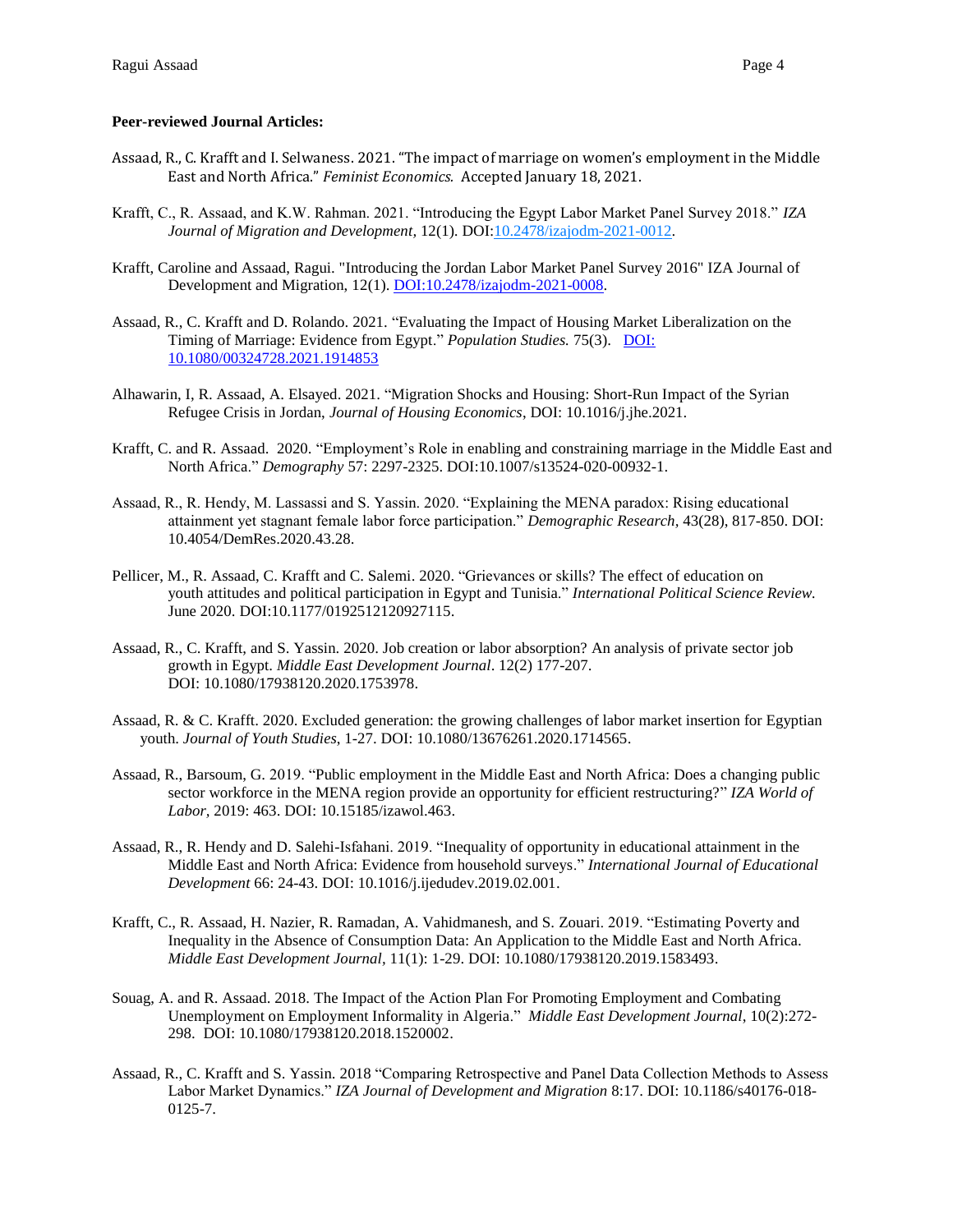**Peer-reviewed Journal Articles:**

Assaad, R., C. Krafft and I. Selwaness. 2021. "The impact of marriage on women's employment in the Middle East and North Africa." *Feminist Economics.* Accepted January 18, 2021.

Krafft, C., R. Assaad, and K.W. Rahman. 2021. "Introducing the Egypt Labor Market Panel Survey 2018." *IZA Journal of Migration and Development*, 12(1). DOI:10.2478/izajodm-2021-0012.

Krafft, Caroline and Assaad, Ragui. "Introducing the Jordan Labor Market Panel Survey 2016" IZA Journal of Development and Migration, 12(1). DOI:10.2478/izajodm-2021-0008.

Assaad, R., C. Krafft and D. Rolando. 2021. "Evaluating the Impact of Housing Market Liberalization on the Timing of Marriage: Evidence from Egypt." *Population Studies.* 75(3). DOI: 10.1080/00324728.2021.1914853

Alhawarin, I, R. Assaad, A. Elsayed. 2021. "Migration Shocks and Housing: Short-Run Impact of the Syrian Refugee Crisis in Jordan, *Journal of Housing Economics*, DOI: 10.1016/j.jhe.2021.

Krafft, C. and R. Assaad. 2020. "Employment's Role in enabling and constraining marriage in the Middle East and North Africa." *Demography* 57: 2297-2325. DOI:10.1007/s13524-020-00932-1.

Assaad, R., R. Hendy, M. Lassassi and S. Yassin. 2020. "Explaining the MENA paradox: Rising educational attainment yet stagnant female labor force participation." *Demographic Research*, 43(28), 817-850. DOI: 10.4054/DemRes.2020.43.28.

Pellicer, M., R. Assaad, C. Krafft and C. Salemi. 2020. "Grievances or skills? The effect of education on youth attitudes and political participation in Egypt and Tunisia." *International Political Science Review.* June 2020. DOI:10.1177/0192512120927115.

Assaad, R., C. Krafft, and S. Yassin. 2020. Job creation or labor absorption? An analysis of private sector job growth in Egypt. *Middle East Development Journal*. 12(2) 177-207. DOI: 10.1080/17938120.2020.1753978.

Assaad, R. & C. Krafft. 2020. Excluded generation: the growing challenges of labor market insertion for Egyptian youth. *Journal of Youth Studies*, 1-27. DOI: 10.1080/13676261.2020.1714565.

Assaad, R., Barsoum, G. 2019. "Public employment in the Middle East and North Africa: Does a changing public sector workforce in the MENA region provide an opportunity for efficient restructuring?" *IZA World of Labor*, 2019: 463. DOI: 10.15185/izawol.463.

Assaad, R., R. Hendy and D. Salehi-Isfahani. 2019. "Inequality of opportunity in educational attainment in the Middle East and North Africa: Evidence from household surveys." *International Journal of Educational Development* 66: 24-43. DOI: 10.1016/j.ijedudev.2019.02.001.

Krafft, C., R. Assaad, H. Nazier, R. Ramadan, A. Vahidmanesh, and S. Zouari. 2019. "Estimating Poverty and Inequality in the Absence of Consumption Data: An Application to the Middle East and North Africa. *Middle East Development Journal*, 11(1): 1-29. DOI: 10.1080/17938120.2019.1583493.

Souag, A. and R. Assaad. 2018. The Impact of the Action Plan For Promoting Employment and Combating Unemployment on Employment Informality in Algeria." *Middle East Development Journal*, 10(2):272-298. DOI: 10.1080/17938120.2018.1520002.

Assaad, R., C. Krafft and S. Yassin. 2018 "Comparing Retrospective and Panel Data Collection Methods to Assess Labor Market Dynamics." *IZA Journal of Development and Migration* 8:17. DOI: 10.1186/s40176-018-0125-7.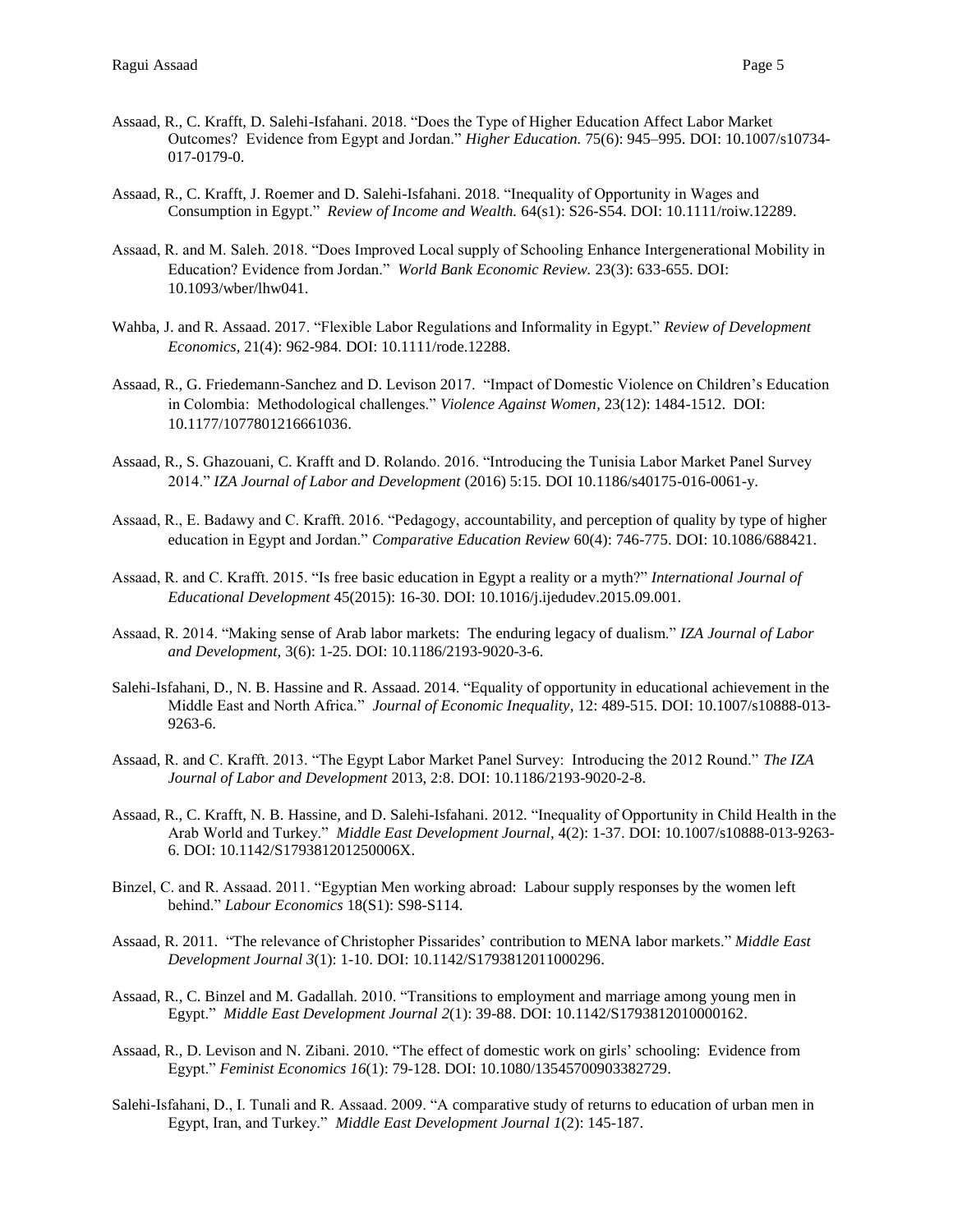Assaad, R., C. Krafft, D. Salehi-Isfahani. 2018. "Does the Type of Higher Education Affect Labor Market Outcomes? Evidence from Egypt and Jordan." *Higher Education.* 75(6): 945–995. DOI: 10.1007/s10734-017-0179-0.

Assaad, R., C. Krafft, J. Roemer and D. Salehi-Isfahani. 2018. "Inequality of Opportunity in Wages and Consumption in Egypt." *Review of Income and Wealth.* 64(s1): S26-S54. DOI: 10.1111/roiw.12289.

Assaad, R. and M. Saleh. 2018. "Does Improved Local supply of Schooling Enhance Intergenerational Mobility in Education? Evidence from Jordan." *World Bank Economic Review.* 23(3): 633-655. DOI: 10.1093/wber/lhw041.

Wahba, J. and R. Assaad. 2017. "Flexible Labor Regulations and Informality in Egypt." *Review of Development Economics,* 21(4): 962-984. DOI: 10.1111/rode.12288.

Assaad, R., G. Friedemann-Sanchez and D. Levison 2017. "Impact of Domestic Violence on Children's Education in Colombia: Methodological challenges." *Violence Against Women,* 23(12): 1484-1512. DOI: 10.1177/1077801216661036.

Assaad, R., S. Ghazouani, C. Krafft and D. Rolando. 2016. "Introducing the Tunisia Labor Market Panel Survey 2014." *IZA Journal of Labor and Development* (2016) 5:15. DOI 10.1186/s40175-016-0061-y.

Assaad, R., E. Badawy and C. Krafft. 2016. "Pedagogy, accountability, and perception of quality by type of higher education in Egypt and Jordan." *Comparative Education Review* 60(4): 746-775. DOI: 10.1086/688421.

Assaad, R. and C. Krafft. 2015. "Is free basic education in Egypt a reality or a myth?" *International Journal of Educational Development* 45(2015): 16-30. DOI: 10.1016/j.ijedudev.2015.09.001.

Assaad, R. 2014. "Making sense of Arab labor markets: The enduring legacy of dualism." *IZA Journal of Labor and Development,* 3(6): 1-25. DOI: 10.1186/2193-9020-3-6.

Salehi-Isfahani, D., N. B. Hassine and R. Assaad. 2014. "Equality of opportunity in educational achievement in the Middle East and North Africa." *Journal of Economic Inequality,* 12: 489-515. DOI: 10.1007/s10888-013-9263-6.

Assaad, R. and C. Krafft. 2013. "The Egypt Labor Market Panel Survey: Introducing the 2012 Round." *The IZA Journal of Labor and Development* 2013, 2:8. DOI: 10.1186/2193-9020-2-8.

Assaad, R., C. Krafft, N. B. Hassine, and D. Salehi-Isfahani. 2012. "Inequality of Opportunity in Child Health in the Arab World and Turkey." *Middle East Development Journal,* 4(2): 1-37. DOI: 10.1007/s10888-013-9263-6. DOI: 10.1142/S179381201250006X.

Binzel, C. and R. Assaad. 2011. "Egyptian Men working abroad: Labour supply responses by the women left behind." *Labour Economics* 18(S1): S98-S114.

Assaad, R. 2011. "The relevance of Christopher Pissarides' contribution to MENA labor markets." *Middle East Development Journal 3*(1): 1-10. DOI: 10.1142/S1793812011000296.

Assaad, R., C. Binzel and M. Gadallah. 2010. "Transitions to employment and marriage among young men in Egypt." *Middle East Development Journal 2*(1): 39-88. DOI: 10.1142/S1793812010000162.

Assaad, R., D. Levison and N. Zibani. 2010. "The effect of domestic work on girls' schooling: Evidence from Egypt." *Feminist Economics 16*(1): 79-128. DOI: 10.1080/13545700903382729.

Salehi-Isfahani, D., I. Tunali and R. Assaad. 2009. "A comparative study of returns to education of urban men in Egypt, Iran, and Turkey." *Middle East Development Journal 1*(2): 145-187.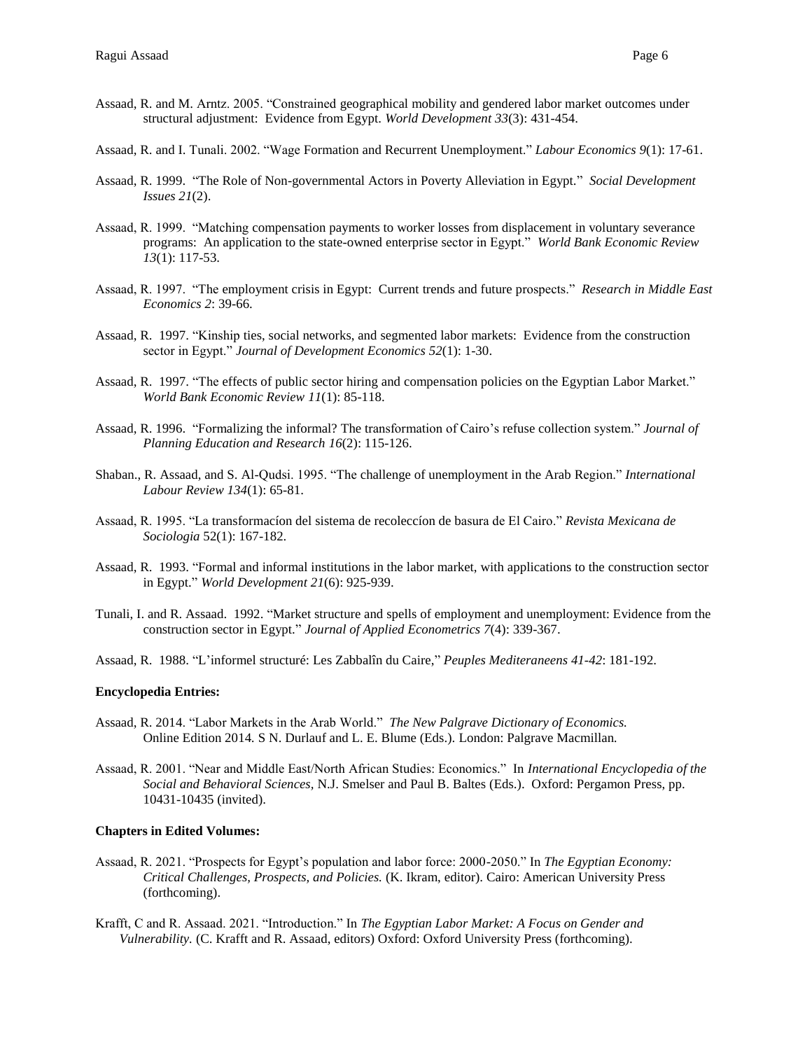Assaad, R. and M. Arntz. 2005. "Constrained geographical mobility and gendered labor market outcomes under structural adjustment: Evidence from Egypt. *World Development 33*(3): 431-454.

Assaad, R. and I. Tunali. 2002. "Wage Formation and Recurrent Unemployment." *Labour Economics 9*(1): 17-61.

Assaad, R. 1999. "The Role of Non-governmental Actors in Poverty Alleviation in Egypt." *Social Development Issues 21*(2).

Assaad, R. 1999. "Matching compensation payments to worker losses from displacement in voluntary severance programs: An application to the state-owned enterprise sector in Egypt." *World Bank Economic Review 13*(1): 117-53.

Assaad, R. 1997. "The employment crisis in Egypt: Current trends and future prospects." *Research in Middle East Economics 2*: 39-66.

Assaad, R. 1997. "Kinship ties, social networks, and segmented labor markets: Evidence from the construction sector in Egypt." *Journal of Development Economics 52*(1): 1-30.

Assaad, R. 1997. "The effects of public sector hiring and compensation policies on the Egyptian Labor Market." *World Bank Economic Review 11*(1): 85-118.

Assaad, R. 1996. "Formalizing the informal? The transformation of Cairo's refuse collection system." *Journal of Planning Education and Research 16*(2): 115-126.

Shaban., R. Assaad, and S. Al-Qudsi. 1995. "The challenge of unemployment in the Arab Region." *International Labour Review 134*(1): 65-81.

Assaad, R. 1995. "La transformacíon del sistema de recoleccíon de basura de El Cairo." *Revista Mexicana de Sociologia* 52(1): 167-182.

Assaad, R. 1993. "Formal and informal institutions in the labor market, with applications to the construction sector in Egypt." *World Development 21*(6): 925-939.

Tunali, I. and R. Assaad. 1992. "Market structure and spells of employment and unemployment: Evidence from the construction sector in Egypt." *Journal of Applied Econometrics 7*(4): 339-367.

Assaad, R. 1988. "L'informel structuré: Les Zabbalîn du Caire," *Peuples Mediteraneens 41-42*: 181-192.

**Encyclopedia Entries:**

Assaad, R. 2014. "Labor Markets in the Arab World." *The New Palgrave Dictionary of Economics.* Online Edition 2014*.* S N. Durlauf and L. E. Blume (Eds.). London: Palgrave Macmillan.

Assaad, R. 2001. "Near and Middle East/North African Studies: Economics." In *International Encyclopedia of the Social and Behavioral Sciences,* N.J. Smelser and Paul B. Baltes (Eds.). Oxford: Pergamon Press, pp. 10431-10435 (invited).

**Chapters in Edited Volumes:**

Assaad, R. 2021. "Prospects for Egypt's population and labor force: 2000-2050." In *The Egyptian Economy: Critical Challenges, Prospects, and Policies.* (K. Ikram, editor). Cairo: American University Press (forthcoming).

Krafft, C and R. Assaad. 2021. "Introduction." In *The Egyptian Labor Market: A Focus on Gender and Vulnerability.* (C. Krafft and R. Assaad, editors) Oxford: Oxford University Press (forthcoming).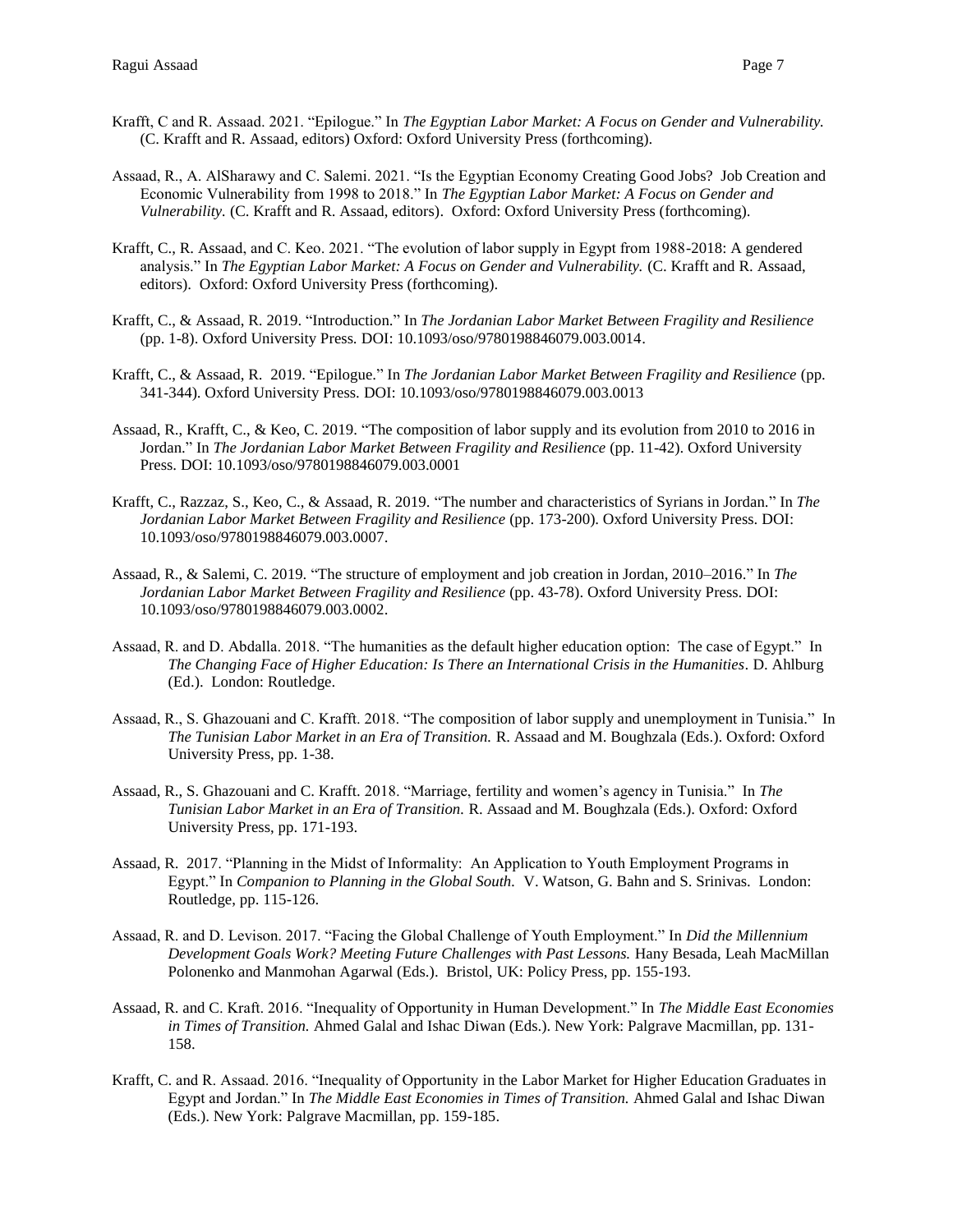Krafft, C and R. Assaad. 2021. "Epilogue." In *The Egyptian Labor Market: A Focus on Gender and Vulnerability.* (C. Krafft and R. Assaad, editors) Oxford: Oxford University Press (forthcoming).

Assaad, R., A. AlSharawy and C. Salemi. 2021. "Is the Egyptian Economy Creating Good Jobs? Job Creation and Economic Vulnerability from 1998 to 2018." In *The Egyptian Labor Market: A Focus on Gender and Vulnerability.* (C. Krafft and R. Assaad, editors). Oxford: Oxford University Press (forthcoming).

Krafft, C., R. Assaad, and C. Keo. 2021. "The evolution of labor supply in Egypt from 1988-2018: A gendered analysis." In *The Egyptian Labor Market: A Focus on Gender and Vulnerability.* (C. Krafft and R. Assaad, editors). Oxford: Oxford University Press (forthcoming).

Krafft, C., & Assaad, R. 2019. "Introduction." In *The Jordanian Labor Market Between Fragility and Resilience* (pp. 1-8). Oxford University Press. DOI: 10.1093/oso/9780198846079.003.0014.

Krafft, C., & Assaad, R. 2019. "Epilogue." In *The Jordanian Labor Market Between Fragility and Resilience* (pp. 341-344). Oxford University Press. DOI: 10.1093/oso/9780198846079.003.0013

Assaad, R., Krafft, C., & Keo, C. 2019. "The composition of labor supply and its evolution from 2010 to 2016 in Jordan." In *The Jordanian Labor Market Between Fragility and Resilience* (pp. 11-42). Oxford University Press. DOI: 10.1093/oso/9780198846079.003.0001

Krafft, C., Razzaz, S., Keo, C., & Assaad, R. 2019. "The number and characteristics of Syrians in Jordan." In *The Jordanian Labor Market Between Fragility and Resilience* (pp. 173-200). Oxford University Press. DOI: 10.1093/oso/9780198846079.003.0007.

Assaad, R., & Salemi, C. 2019. "The structure of employment and job creation in Jordan, 2010–2016." In *The Jordanian Labor Market Between Fragility and Resilience* (pp. 43-78). Oxford University Press. DOI: 10.1093/oso/9780198846079.003.0002.

Assaad, R. and D. Abdalla. 2018. "The humanities as the default higher education option: The case of Egypt." In *The Changing Face of Higher Education: Is There an International Crisis in the Humanities*. D. Ahlburg (Ed.). London: Routledge.

Assaad, R., S. Ghazouani and C. Krafft. 2018. "The composition of labor supply and unemployment in Tunisia." In *The Tunisian Labor Market in an Era of Transition.* R. Assaad and M. Boughzala (Eds.). Oxford: Oxford University Press, pp. 1-38.

Assaad, R., S. Ghazouani and C. Krafft. 2018. "Marriage, fertility and women's agency in Tunisia." In *The Tunisian Labor Market in an Era of Transition.* R. Assaad and M. Boughzala (Eds.). Oxford: Oxford University Press, pp. 171-193.

Assaad, R. 2017. "Planning in the Midst of Informality: An Application to Youth Employment Programs in Egypt." In *Companion to Planning in the Global South.* V. Watson, G. Bahn and S. Srinivas. London: Routledge, pp. 115-126.

Assaad, R. and D. Levison. 2017. "Facing the Global Challenge of Youth Employment." In *Did the Millennium Development Goals Work? Meeting Future Challenges with Past Lessons.* Hany Besada, Leah MacMillan Polonenko and Manmohan Agarwal (Eds.). Bristol, UK: Policy Press, pp. 155-193.

Assaad, R. and C. Kraft. 2016. "Inequality of Opportunity in Human Development." In *The Middle East Economies in Times of Transition.* Ahmed Galal and Ishac Diwan (Eds.). New York: Palgrave Macmillan, pp. 131-158.

Krafft, C. and R. Assaad. 2016. "Inequality of Opportunity in the Labor Market for Higher Education Graduates in Egypt and Jordan." In *The Middle East Economies in Times of Transition.* Ahmed Galal and Ishac Diwan (Eds.). New York: Palgrave Macmillan, pp. 159-185.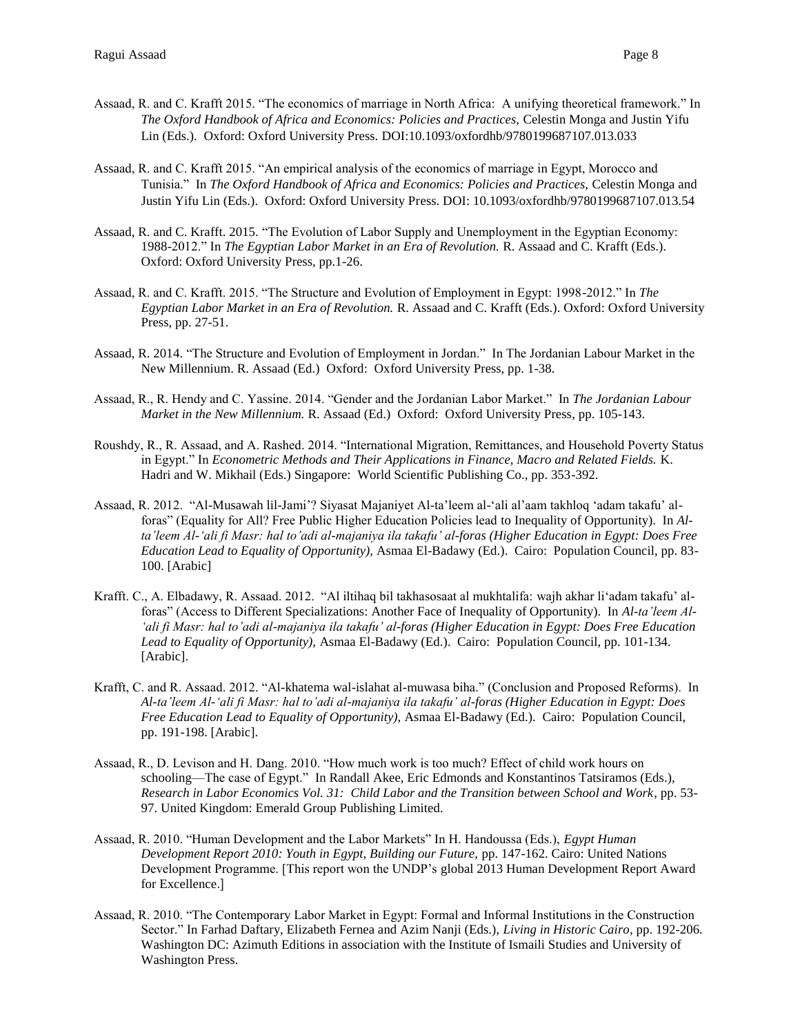Assaad, R. and C. Krafft 2015. "The economics of marriage in North Africa: A unifying theoretical framework." In *The Oxford Handbook of Africa and Economics: Policies and Practices,* Celestin Monga and Justin Yifu Lin (Eds.). Oxford: Oxford University Press. DOI:10.1093/oxfordhb/9780199687107.013.033

Assaad, R. and C. Krafft 2015. "An empirical analysis of the economics of marriage in Egypt, Morocco and Tunisia." In *The Oxford Handbook of Africa and Economics: Policies and Practices,* Celestin Monga and Justin Yifu Lin (Eds.). Oxford: Oxford University Press. DOI: 10.1093/oxfordhb/9780199687107.013.54

Assaad, R. and C. Krafft. 2015. "The Evolution of Labor Supply and Unemployment in the Egyptian Economy: 1988-2012." In *The Egyptian Labor Market in an Era of Revolution.* R. Assaad and C. Krafft (Eds.). Oxford: Oxford University Press, pp.1-26.

Assaad, R. and C. Krafft. 2015. "The Structure and Evolution of Employment in Egypt: 1998-2012." In *The Egyptian Labor Market in an Era of Revolution.* R. Assaad and C. Krafft (Eds.). Oxford: Oxford University Press, pp. 27-51.

Assaad, R. 2014. "The Structure and Evolution of Employment in Jordan." In The Jordanian Labour Market in the New Millennium. R. Assaad (Ed.) Oxford: Oxford University Press, pp. 1-38.

Assaad, R., R. Hendy and C. Yassine. 2014. "Gender and the Jordanian Labor Market." In *The Jordanian Labour Market in the New Millennium.* R. Assaad (Ed.) Oxford: Oxford University Press, pp. 105-143.

Roushdy, R., R. Assaad, and A. Rashed. 2014. "International Migration, Remittances, and Household Poverty Status in Egypt." In *Econometric Methods and Their Applications in Finance, Macro and Related Fields.* K. Hadri and W. Mikhail (Eds.) Singapore: World Scientific Publishing Co., pp. 353-392.

Assaad, R. 2012. "Al-Musawah lil-Jami'? Siyasat Majaniyet Al-ta'leem al-'ali al'aam takhloq 'adam takafu' al-foras" (Equality for All? Free Public Higher Education Policies lead to Inequality of Opportunity). In *Al-ta'leem Al-'ali fi Masr: hal to'adi al-majaniya ila takafu' al-foras (Higher Education in Egypt: Does Free Education Lead to Equality of Opportunity),* Asmaa El-Badawy (Ed.). Cairo: Population Council, pp. 83-100. [Arabic]

Krafft. C., A. Elbadawy, R. Assaad. 2012. "Al iltihaq bil takhasosaat al mukhtalifa: wajh akhar li'adam takafu' al-foras" (Access to Different Specializations: Another Face of Inequality of Opportunity). In *Al-ta'leem Al-'ali fi Masr: hal to'adi al-majaniya ila takafu' al-foras (Higher Education in Egypt: Does Free Education Lead to Equality of Opportunity),* Asmaa El-Badawy (Ed.). Cairo: Population Council, pp. 101-134. [Arabic].

Krafft, C. and R. Assaad. 2012. "Al-khatema wal-islahat al-muwasa biha." (Conclusion and Proposed Reforms). In *Al-ta'leem Al-'ali fi Masr: hal to'adi al-majaniya ila takafu' al-foras (Higher Education in Egypt: Does Free Education Lead to Equality of Opportunity),* Asmaa El-Badawy (Ed.). Cairo: Population Council, pp. 191-198. [Arabic].

Assaad, R., D. Levison and H. Dang. 2010. "How much work is too much? Effect of child work hours on schooling—The case of Egypt." In Randall Akee, Eric Edmonds and Konstantinos Tatsiramos (Eds.), *Research in Labor Economics Vol. 31: Child Labor and the Transition between School and Work*, pp. 53-97. United Kingdom: Emerald Group Publishing Limited.

Assaad, R. 2010. "Human Development and the Labor Markets" In H. Handoussa (Eds.), *Egypt Human Development Report 2010: Youth in Egypt, Building our Future,* pp. 147-162. Cairo: United Nations Development Programme. [This report won the UNDP's global 2013 Human Development Report Award for Excellence.]

Assaad, R. 2010. "The Contemporary Labor Market in Egypt: Formal and Informal Institutions in the Construction Sector." In Farhad Daftary, Elizabeth Fernea and Azim Nanji (Eds.), *Living in Historic Cairo*, pp. 192-206. Washington DC: Azimuth Editions in association with the Institute of Ismaili Studies and University of Washington Press.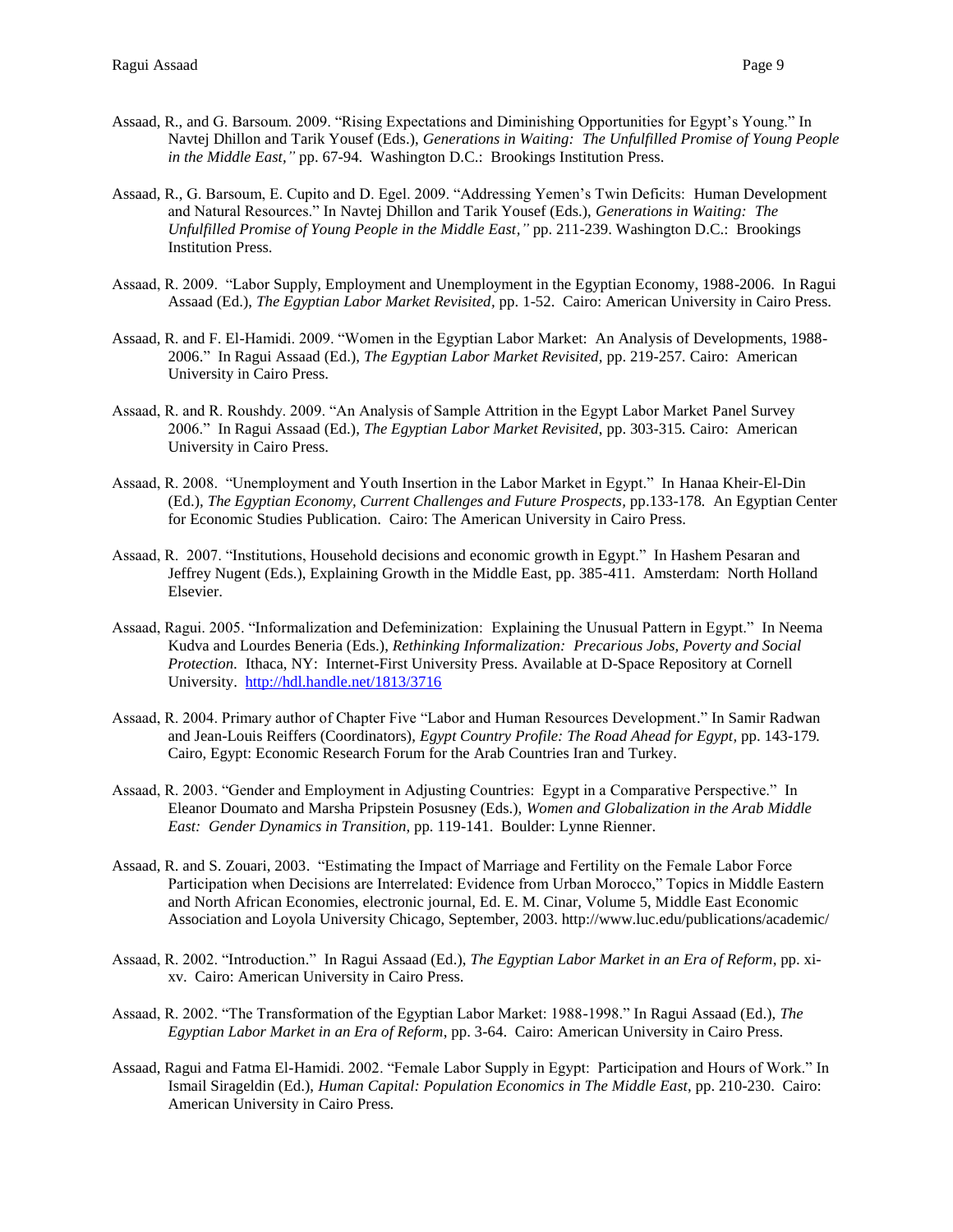Assaad, R., and G. Barsoum. 2009. "Rising Expectations and Diminishing Opportunities for Egypt's Young." In Navtej Dhillon and Tarik Yousef (Eds.), *Generations in Waiting: The Unfulfilled Promise of Young People in the Middle East,"* pp. 67-94. Washington D.C.: Brookings Institution Press.

Assaad, R., G. Barsoum, E. Cupito and D. Egel. 2009. "Addressing Yemen's Twin Deficits: Human Development and Natural Resources." In Navtej Dhillon and Tarik Yousef (Eds.), *Generations in Waiting: The Unfulfilled Promise of Young People in the Middle East,"* pp. 211-239. Washington D.C.: Brookings Institution Press.

Assaad, R. 2009. "Labor Supply, Employment and Unemployment in the Egyptian Economy, 1988-2006. In Ragui Assaad (Ed.), *The Egyptian Labor Market Revisited*, pp. 1-52. Cairo: American University in Cairo Press.

Assaad, R. and F. El-Hamidi. 2009. "Women in the Egyptian Labor Market: An Analysis of Developments, 1988-2006." In Ragui Assaad (Ed.), *The Egyptian Labor Market Revisited*, pp. 219-257. Cairo: American University in Cairo Press.

Assaad, R. and R. Roushdy. 2009. "An Analysis of Sample Attrition in the Egypt Labor Market Panel Survey 2006." In Ragui Assaad (Ed.), *The Egyptian Labor Market Revisited*, pp. 303-315. Cairo: American University in Cairo Press.

Assaad, R. 2008. "Unemployment and Youth Insertion in the Labor Market in Egypt." In Hanaa Kheir-El-Din (Ed.), *The Egyptian Economy, Current Challenges and Future Prospects*, pp.133-178. An Egyptian Center for Economic Studies Publication. Cairo: The American University in Cairo Press.

Assaad, R. 2007. "Institutions, Household decisions and economic growth in Egypt." In Hashem Pesaran and Jeffrey Nugent (Eds.), Explaining Growth in the Middle East, pp. 385-411. Amsterdam: North Holland Elsevier.

Assaad, Ragui. 2005. "Informalization and Defeminization: Explaining the Unusual Pattern in Egypt." In Neema Kudva and Lourdes Beneria (Eds.), *Rethinking Informalization: Precarious Jobs, Poverty and Social Protection.* Ithaca, NY: Internet-First University Press. Available at D-Space Repository at Cornell University. http://hdl.handle.net/1813/3716

Assaad, R. 2004. Primary author of Chapter Five "Labor and Human Resources Development." In Samir Radwan and Jean-Louis Reiffers (Coordinators), *Egypt Country Profile: The Road Ahead for Egypt*, pp. 143-179. Cairo, Egypt: Economic Research Forum for the Arab Countries Iran and Turkey.

Assaad, R. 2003. "Gender and Employment in Adjusting Countries: Egypt in a Comparative Perspective." In Eleanor Doumato and Marsha Pripstein Posusney (Eds.), *Women and Globalization in the Arab Middle East: Gender Dynamics in Transition*, pp. 119-141. Boulder: Lynne Rienner.

Assaad, R. and S. Zouari, 2003. "Estimating the Impact of Marriage and Fertility on the Female Labor Force Participation when Decisions are Interrelated: Evidence from Urban Morocco," Topics in Middle Eastern and North African Economies, electronic journal, Ed. E. M. Cinar, Volume 5, Middle East Economic Association and Loyola University Chicago, September, 2003. http://www.luc.edu/publications/academic/

Assaad, R. 2002. "Introduction." In Ragui Assaad (Ed.), *The Egyptian Labor Market in an Era of Reform*, pp. xi-xv. Cairo: American University in Cairo Press.

Assaad, R. 2002. "The Transformation of the Egyptian Labor Market: 1988-1998." In Ragui Assaad (Ed.), *The Egyptian Labor Market in an Era of Reform*, pp. 3-64. Cairo: American University in Cairo Press.

Assaad, Ragui and Fatma El-Hamidi. 2002. "Female Labor Supply in Egypt: Participation and Hours of Work." In Ismail Sirageldin (Ed.), *Human Capital: Population Economics in The Middle East*, pp. 210-230. Cairo: American University in Cairo Press.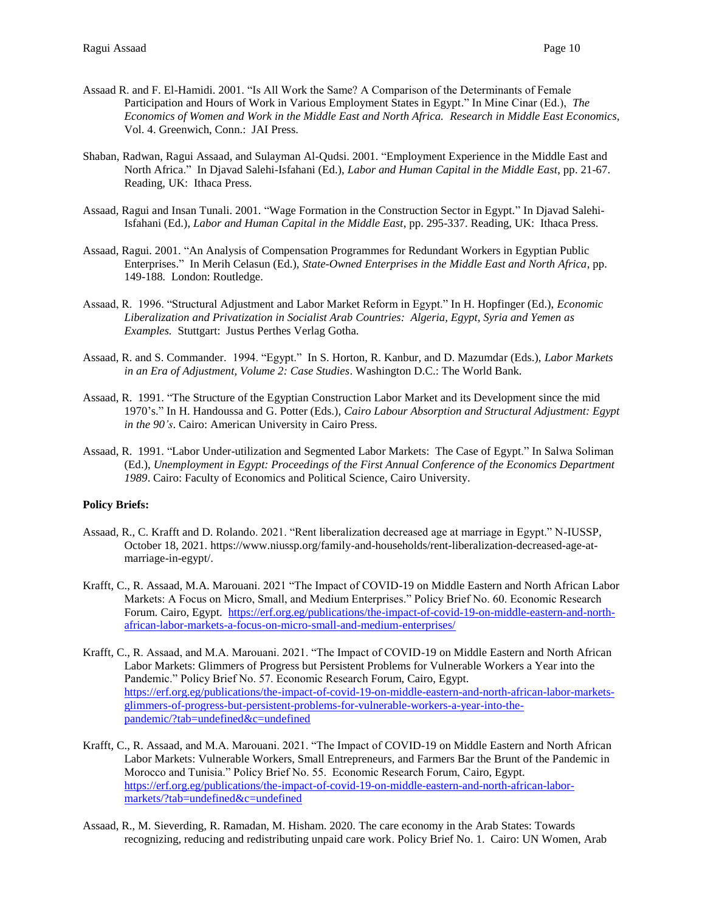Assaad R. and F. El-Hamidi. 2001. "Is All Work the Same? A Comparison of the Determinants of Female Participation and Hours of Work in Various Employment States in Egypt." In Mine Cinar (Ed.), *The Economics of Women and Work in the Middle East and North Africa. Research in Middle East Economics*, Vol. 4. Greenwich, Conn.: JAI Press.

Shaban, Radwan, Ragui Assaad, and Sulayman Al-Qudsi. 2001. "Employment Experience in the Middle East and North Africa." In Djavad Salehi-Isfahani (Ed.), *Labor and Human Capital in the Middle East*, pp. 21-67. Reading, UK: Ithaca Press.

Assaad, Ragui and Insan Tunali. 2001. "Wage Formation in the Construction Sector in Egypt." In Djavad Salehi-Isfahani (Ed.), *Labor and Human Capital in the Middle East*, pp. 295-337. Reading, UK: Ithaca Press.

Assaad, Ragui. 2001. "An Analysis of Compensation Programmes for Redundant Workers in Egyptian Public Enterprises." In Merih Celasun (Ed.), *State-Owned Enterprises in the Middle East and North Africa*, pp. 149-188. London: Routledge.

Assaad, R. 1996. "Structural Adjustment and Labor Market Reform in Egypt." In H. Hopfinger (Ed.), *Economic Liberalization and Privatization in Socialist Arab Countries: Algeria, Egypt, Syria and Yemen as Examples.* Stuttgart: Justus Perthes Verlag Gotha.

Assaad, R. and S. Commander. 1994. "Egypt." In S. Horton, R. Kanbur, and D. Mazumdar (Eds.), *Labor Markets in an Era of Adjustment, Volume 2: Case Studies*. Washington D.C.: The World Bank.

Assaad, R. 1991. "The Structure of the Egyptian Construction Labor Market and its Development since the mid 1970's." In H. Handoussa and G. Potter (Eds.), *Cairo Labour Absorption and Structural Adjustment: Egypt in the 90's*. Cairo: American University in Cairo Press.

Assaad, R. 1991. "Labor Under-utilization and Segmented Labor Markets: The Case of Egypt." In Salwa Soliman (Ed.), *Unemployment in Egypt: Proceedings of the First Annual Conference of the Economics Department 1989*. Cairo: Faculty of Economics and Political Science, Cairo University.

**Policy Briefs:**

Assaad, R., C. Krafft and D. Rolando. 2021. "Rent liberalization decreased age at marriage in Egypt." N-IUSSP, October 18, 2021. https://www.niussp.org/family-and-households/rent-liberalization-decreased-age-at-marriage-in-egypt/.

Krafft, C., R. Assaad, M.A. Marouani. 2021 "The Impact of COVID-19 on Middle Eastern and North African Labor Markets: A Focus on Micro, Small, and Medium Enterprises." Policy Brief No. 60. Economic Research Forum. Cairo, Egypt. https://erf.org.eg/publications/the-impact-of-covid-19-on-middle-eastern-and-north-african-labor-markets-a-focus-on-micro-small-and-medium-enterprises/

Krafft, C., R. Assaad, and M.A. Marouani. 2021. "The Impact of COVID-19 on Middle Eastern and North African Labor Markets: Glimmers of Progress but Persistent Problems for Vulnerable Workers a Year into the Pandemic." Policy Brief No. 57. Economic Research Forum, Cairo, Egypt. https://erf.org.eg/publications/the-impact-of-covid-19-on-middle-eastern-and-north-african-labor-markets-glimmers-of-progress-but-persistent-problems-for-vulnerable-workers-a-year-into-the-pandemic/?tab=undefined&c=undefined

Krafft, C., R. Assaad, and M.A. Marouani. 2021. "The Impact of COVID-19 on Middle Eastern and North African Labor Markets: Vulnerable Workers, Small Entrepreneurs, and Farmers Bar the Brunt of the Pandemic in Morocco and Tunisia." Policy Brief No. 55. Economic Research Forum, Cairo, Egypt. https://erf.org.eg/publications/the-impact-of-covid-19-on-middle-eastern-and-north-african-labor-markets/?tab=undefined&c=undefined

Assaad, R., M. Sieverding, R. Ramadan, M. Hisham. 2020. The care economy in the Arab States: Towards recognizing, reducing and redistributing unpaid care work. Policy Brief No. 1. Cairo: UN Women, Arab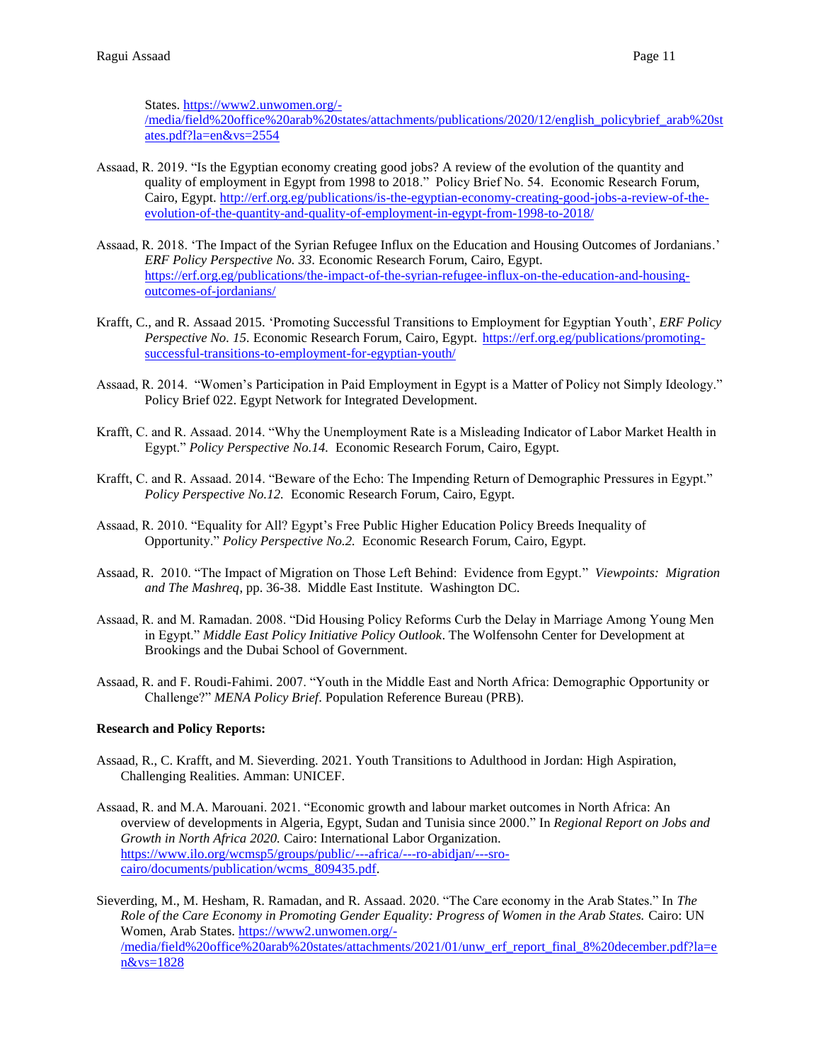States. [https://www2.unwomen.org/-/media/field%20office%20arab%20states/attachments/publications/2020/12/english_policybrief_arab%20states.pdf?la=en&vs=2554](https://www2.unwomen.org/-/media/field%20office%20arab%20states/attachments/publications/2020/12/english_policybrief_arab%20states.pdf?la=en&vs=2554)

Assaad, R. 2019. "Is the Egyptian economy creating good jobs? A review of the evolution of the quantity and quality of employment in Egypt from 1998 to 2018." Policy Brief No. 54. Economic Research Forum, Cairo, Egypt. [http://erf.org.eg/publications/is-the-egyptian-economy-creating-good-jobs-a-review-of-the-evolution-of-the-quantity-and-quality-of-employment-in-egypt-from-1998-to-2018/](http://erf.org.eg/publications/is-the-egyptian-economy-creating-good-jobs-a-review-of-the-evolution-of-the-quantity-and-quality-of-employment-in-egypt-from-1998-to-2018/)

Assaad, R. 2018. 'The Impact of the Syrian Refugee Influx on the Education and Housing Outcomes of Jordanians.' *ERF Policy Perspective No. 33.* Economic Research Forum, Cairo, Egypt. [https://erf.org.eg/publications/the-impact-of-the-syrian-refugee-influx-on-the-education-and-housing-outcomes-of-jordanians/](https://erf.org.eg/publications/the-impact-of-the-syrian-refugee-influx-on-the-education-and-housing-outcomes-of-jordanians/)

Krafft, C., and R. Assaad 2015. 'Promoting Successful Transitions to Employment for Egyptian Youth', *ERF Policy Perspective No. 15.* Economic Research Forum, Cairo, Egypt. [https://erf.org.eg/publications/promoting-successful-transitions-to-employment-for-egyptian-youth/](https://erf.org.eg/publications/promoting-successful-transitions-to-employment-for-egyptian-youth/)

Assaad, R. 2014. "Women's Participation in Paid Employment in Egypt is a Matter of Policy not Simply Ideology." Policy Brief 022. Egypt Network for Integrated Development.

Krafft, C. and R. Assaad. 2014. "Why the Unemployment Rate is a Misleading Indicator of Labor Market Health in Egypt." *Policy Perspective No.14.* Economic Research Forum, Cairo, Egypt.

Krafft, C. and R. Assaad. 2014. "Beware of the Echo: The Impending Return of Demographic Pressures in Egypt." *Policy Perspective No.12.* Economic Research Forum, Cairo, Egypt.

Assaad, R. 2010. "Equality for All? Egypt's Free Public Higher Education Policy Breeds Inequality of Opportunity." *Policy Perspective No.2.* Economic Research Forum, Cairo, Egypt.

Assaad, R. 2010. "The Impact of Migration on Those Left Behind: Evidence from Egypt." *Viewpoints: Migration and The Mashreq*, pp. 36-38. Middle East Institute. Washington DC.

Assaad, R. and M. Ramadan. 2008. "Did Housing Policy Reforms Curb the Delay in Marriage Among Young Men in Egypt." *Middle East Policy Initiative Policy Outlook*. The Wolfensohn Center for Development at Brookings and the Dubai School of Government.

Assaad, R. and F. Roudi-Fahimi. 2007. "Youth in the Middle East and North Africa: Demographic Opportunity or Challenge?" *MENA Policy Brief*. Population Reference Bureau (PRB).

**Research and Policy Reports:**

Assaad, R., C. Krafft, and M. Sieverding. 2021. Youth Transitions to Adulthood in Jordan: High Aspiration, Challenging Realities. Amman: UNICEF.

Assaad, R. and M.A. Marouani. 2021. "Economic growth and labour market outcomes in North Africa: An overview of developments in Algeria, Egypt, Sudan and Tunisia since 2000." In *Regional Report on Jobs and Growth in North Africa 2020.* Cairo: International Labor Organization. [https://www.ilo.org/wcmsp5/groups/public/---africa/---ro-abidjan/---sro-cairo/documents/publication/wcms_809435.pdf](https://www.ilo.org/wcmsp5/groups/public/---africa/---ro-abidjan/---sro-cairo/documents/publication/wcms_809435.pdf).

Sieverding, M., M. Hesham, R. Ramadan, and R. Assaad. 2020. "The Care economy in the Arab States." In *The Role of the Care Economy in Promoting Gender Equality: Progress of Women in the Arab States.* Cairo: UN Women, Arab States. [https://www2.unwomen.org/-/media/field%20office%20arab%20states/attachments/2021/01/unw_erf_report_final_8%20december.pdf?la=en&vs=1828](https://www2.unwomen.org/-/media/field%20office%20arab%20states/attachments/2021/01/unw_erf_report_final_8%20december.pdf?la=en&vs=1828)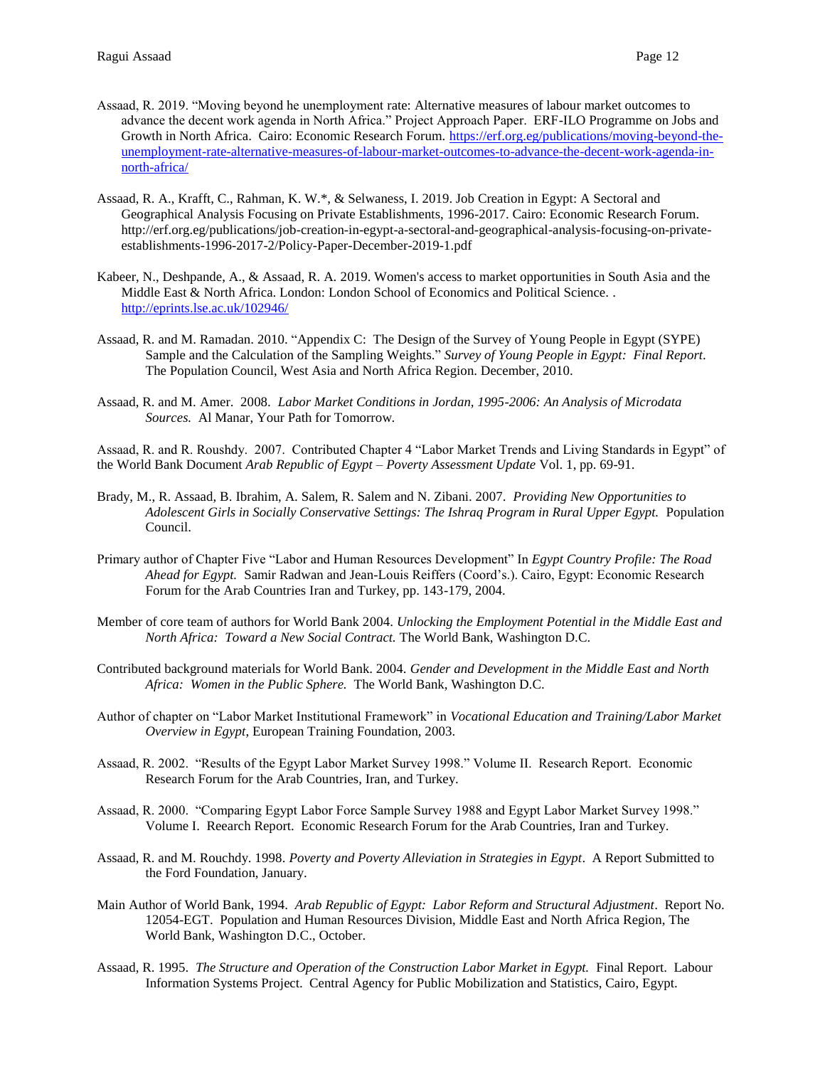Assaad, R. 2019. "Moving beyond he unemployment rate: Alternative measures of labour market outcomes to advance the decent work agenda in North Africa." Project Approach Paper. ERF-ILO Programme on Jobs and Growth in North Africa. Cairo: Economic Research Forum. https://erf.org.eg/publications/moving-beyond-the-unemployment-rate-alternative-measures-of-labour-market-outcomes-to-advance-the-decent-work-agenda-in-north-africa/

Assaad, R. A., Krafft, C., Rahman, K. W.*, & Selwaness, I. 2019. Job Creation in Egypt: A Sectoral and Geographical Analysis Focusing on Private Establishments, 1996-2017. Cairo: Economic Research Forum. http://erf.org.eg/publications/job-creation-in-egypt-a-sectoral-and-geographical-analysis-focusing-on-private-establishments-1996-2017-2/Policy-Paper-December-2019-1.pdf

Kabeer, N., Deshpande, A., & Assaad, R. A. 2019. Women's access to market opportunities in South Asia and the Middle East & North Africa. London: London School of Economics and Political Science. . http://eprints.lse.ac.uk/102946/

Assaad, R. and M. Ramadan. 2010. "Appendix C: The Design of the Survey of Young People in Egypt (SYPE) Sample and the Calculation of the Sampling Weights." *Survey of Young People in Egypt: Final Report*. The Population Council, West Asia and North Africa Region. December, 2010.

Assaad, R. and M. Amer. 2008. *Labor Market Conditions in Jordan, 1995-2006: An Analysis of Microdata Sources.* Al Manar, Your Path for Tomorrow.

Assaad, R. and R. Roushdy. 2007. Contributed Chapter 4 "Labor Market Trends and Living Standards in Egypt" of the World Bank Document *Arab Republic of Egypt – Poverty Assessment Update* Vol. 1, pp. 69-91.

Brady, M., R. Assaad, B. Ibrahim, A. Salem, R. Salem and N. Zibani. 2007. *Providing New Opportunities to Adolescent Girls in Socially Conservative Settings: The Ishraq Program in Rural Upper Egypt.* Population Council.

Primary author of Chapter Five "Labor and Human Resources Development" In *Egypt Country Profile: The Road Ahead for Egypt.* Samir Radwan and Jean-Louis Reiffers (Coord's.). Cairo, Egypt: Economic Research Forum for the Arab Countries Iran and Turkey, pp. 143-179, 2004.

Member of core team of authors for World Bank 2004. *Unlocking the Employment Potential in the Middle East and North Africa: Toward a New Social Contract.* The World Bank, Washington D.C.

Contributed background materials for World Bank. 2004. *Gender and Development in the Middle East and North Africa: Women in the Public Sphere.* The World Bank, Washington D.C.

Author of chapter on "Labor Market Institutional Framework" in *Vocational Education and Training/Labor Market Overview in Egypt*, European Training Foundation, 2003.

Assaad, R. 2002. "Results of the Egypt Labor Market Survey 1998." Volume II. Research Report. Economic Research Forum for the Arab Countries, Iran, and Turkey.

Assaad, R. 2000. "Comparing Egypt Labor Force Sample Survey 1988 and Egypt Labor Market Survey 1998." Volume I. Reearch Report. Economic Research Forum for the Arab Countries, Iran and Turkey.

Assaad, R. and M. Rouchdy. 1998. *Poverty and Poverty Alleviation in Strategies in Egypt*. A Report Submitted to the Ford Foundation, January.

Main Author of World Bank, 1994. *Arab Republic of Egypt: Labor Reform and Structural Adjustment*. Report No. 12054-EGT. Population and Human Resources Division, Middle East and North Africa Region, The World Bank, Washington D.C., October.

Assaad, R. 1995. *The Structure and Operation of the Construction Labor Market in Egypt.* Final Report. Labour Information Systems Project. Central Agency for Public Mobilization and Statistics, Cairo, Egypt.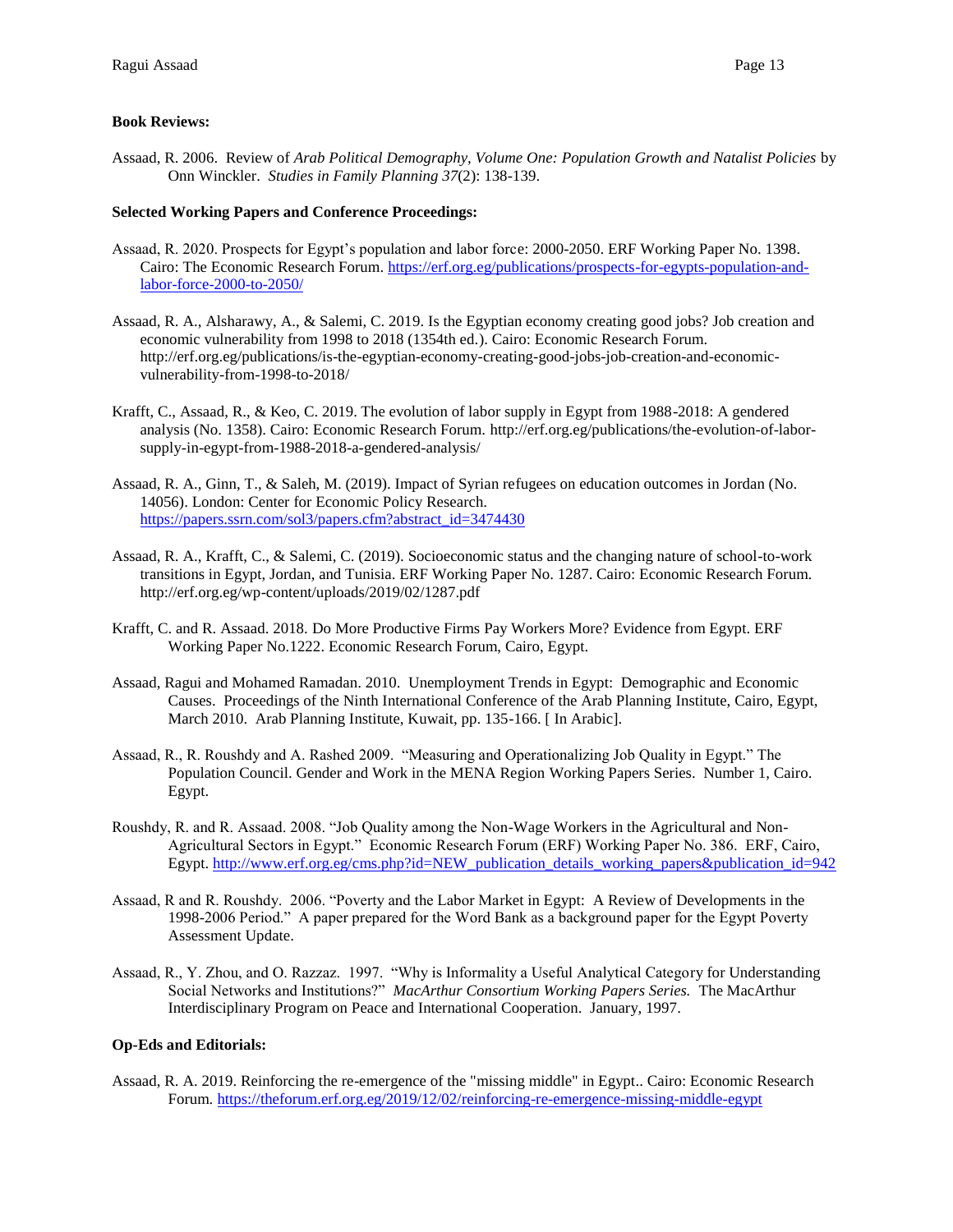**Book Reviews:**

Assaad, R. 2006. Review of *Arab Political Demography, Volume One: Population Growth and Natalist Policies* by Onn Winckler. *Studies in Family Planning 37*(2): 138-139.

**Selected Working Papers and Conference Proceedings:**

Assaad, R. 2020. Prospects for Egypt's population and labor force: 2000-2050. ERF Working Paper No. 1398. Cairo: The Economic Research Forum. https://erf.org.eg/publications/prospects-for-egypts-population-and-labor-force-2000-to-2050/

Assaad, R. A., Alsharawy, A., & Salemi, C. 2019. Is the Egyptian economy creating good jobs? Job creation and economic vulnerability from 1998 to 2018 (1354th ed.). Cairo: Economic Research Forum. http://erf.org.eg/publications/is-the-egyptian-economy-creating-good-jobs-job-creation-and-economic-vulnerability-from-1998-to-2018/

Krafft, C., Assaad, R., & Keo, C. 2019. The evolution of labor supply in Egypt from 1988-2018: A gendered analysis (No. 1358). Cairo: Economic Research Forum. http://erf.org.eg/publications/the-evolution-of-labor-supply-in-egypt-from-1988-2018-a-gendered-analysis/

Assaad, R. A., Ginn, T., & Saleh, M. (2019). Impact of Syrian refugees on education outcomes in Jordan (No. 14056). London: Center for Economic Policy Research. https://papers.ssrn.com/sol3/papers.cfm?abstract_id=3474430

Assaad, R. A., Krafft, C., & Salemi, C. (2019). Socioeconomic status and the changing nature of school-to-work transitions in Egypt, Jordan, and Tunisia. ERF Working Paper No. 1287. Cairo: Economic Research Forum. http://erf.org.eg/wp-content/uploads/2019/02/1287.pdf

Krafft, C. and R. Assaad. 2018. Do More Productive Firms Pay Workers More? Evidence from Egypt. ERF Working Paper No.1222. Economic Research Forum, Cairo, Egypt.

Assaad, Ragui and Mohamed Ramadan. 2010. Unemployment Trends in Egypt: Demographic and Economic Causes. Proceedings of the Ninth International Conference of the Arab Planning Institute, Cairo, Egypt, March 2010. Arab Planning Institute, Kuwait, pp. 135-166. [ In Arabic].

Assaad, R., R. Roushdy and A. Rashed 2009. "Measuring and Operationalizing Job Quality in Egypt." The Population Council. Gender and Work in the MENA Region Working Papers Series. Number 1, Cairo. Egypt.

Roushdy, R. and R. Assaad. 2008. "Job Quality among the Non-Wage Workers in the Agricultural and Non-Agricultural Sectors in Egypt." Economic Research Forum (ERF) Working Paper No. 386. ERF, Cairo, Egypt. http://www.erf.org.eg/cms.php?id=NEW_publication_details_working_papers&publication_id=942

Assaad, R and R. Roushdy. 2006. "Poverty and the Labor Market in Egypt: A Review of Developments in the 1998-2006 Period." A paper prepared for the Word Bank as a background paper for the Egypt Poverty Assessment Update.

Assaad, R., Y. Zhou, and O. Razzaz. 1997. "Why is Informality a Useful Analytical Category for Understanding Social Networks and Institutions?" *MacArthur Consortium Working Papers Series.* The MacArthur Interdisciplinary Program on Peace and International Cooperation. January, 1997.

**Op-Eds and Editorials:**

Assaad, R. A. 2019. Reinforcing the re-emergence of the "missing middle" in Egypt.. Cairo: Economic Research Forum. https://theforum.erf.org.eg/2019/12/02/reinforcing-re-emergence-missing-middle-egypt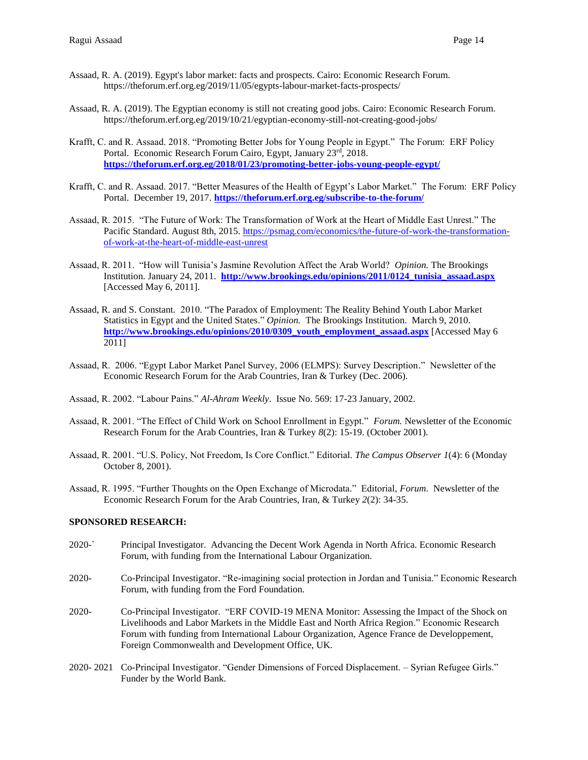Assaad, R. A. (2019). Egypt's labor market: facts and prospects. Cairo: Economic Research Forum. https://theforum.erf.org.eg/2019/11/05/egypts-labour-market-facts-prospects/

Assaad, R. A. (2019). The Egyptian economy is still not creating good jobs. Cairo: Economic Research Forum. https://theforum.erf.org.eg/2019/10/21/egyptian-economy-still-not-creating-good-jobs/

Krafft, C. and R. Assaad. 2018. "Promoting Better Jobs for Young People in Egypt." The Forum: ERF Policy Portal. Economic Research Forum Cairo, Egypt, January 23rd, 2018. **https://theforum.erf.org.eg/2018/01/23/promoting-better-jobs-young-people-egypt/**

Krafft, C. and R. Assaad. 2017. "Better Measures of the Health of Egypt's Labor Market." The Forum: ERF Policy Portal. December 19, 2017. **https://theforum.erf.org.eg/subscribe-to-the-forum/**

Assaad, R. 2015. "The Future of Work: The Transformation of Work at the Heart of Middle East Unrest." The Pacific Standard. August 8th, 2015. https://psmag.com/economics/the-future-of-work-the-transformation-of-work-at-the-heart-of-middle-east-unrest

Assaad, R. 2011. "How will Tunisia's Jasmine Revolution Affect the Arab World? *Opinion.* The Brookings Institution. January 24, 2011. **http://www.brookings.edu/opinions/2011/0124_tunisia_assaad.aspx** [Accessed May 6, 2011].

Assaad, R. and S. Constant. 2010. "The Paradox of Employment: The Reality Behind Youth Labor Market Statistics in Egypt and the United States." *Opinion.* The Brookings Institution. March 9, 2010. **http://www.brookings.edu/opinions/2010/0309_youth_employment_assaad.aspx** [Accessed May 6 2011]

Assaad, R. 2006. "Egypt Labor Market Panel Survey, 2006 (ELMPS): Survey Description." Newsletter of the Economic Research Forum for the Arab Countries, Iran & Turkey (Dec. 2006).

Assaad, R. 2002. "Labour Pains." *Al-Ahram Weekly*. Issue No. 569: 17-23 January, 2002.

Assaad, R. 2001. "The Effect of Child Work on School Enrollment in Egypt." *Forum.* Newsletter of the Economic Research Forum for the Arab Countries, Iran & Turkey *8*(2): 15-19. (October 2001).

Assaad, R. 2001. "U.S. Policy, Not Freedom, Is Core Conflict." Editorial. *The Campus Observer 1*(4): 6 (Monday October 8, 2001).

Assaad, R. 1995. "Further Thoughts on the Open Exchange of Microdata." Editorial, *Forum*. Newsletter of the Economic Research Forum for the Arab Countries, Iran, & Turkey *2*(2): 34-35.

**SPONSORED RESEARCH:**

2020-` Principal Investigator. Advancing the Decent Work Agenda in North Africa. Economic Research Forum, with funding from the International Labour Organization.

2020- Co-Principal Investigator. "Re-imagining social protection in Jordan and Tunisia." Economic Research Forum, with funding from the Ford Foundation.

2020- Co-Principal Investigator. "ERF COVID-19 MENA Monitor: Assessing the Impact of the Shock on Livelihoods and Labor Markets in the Middle East and North Africa Region." Economic Research Forum with funding from International Labour Organization, Agence France de Developpement, Foreign Commonwealth and Development Office, UK.

2020- 2021 Co-Principal Investigator. "Gender Dimensions of Forced Displacement. – Syrian Refugee Girls." Funder by the World Bank.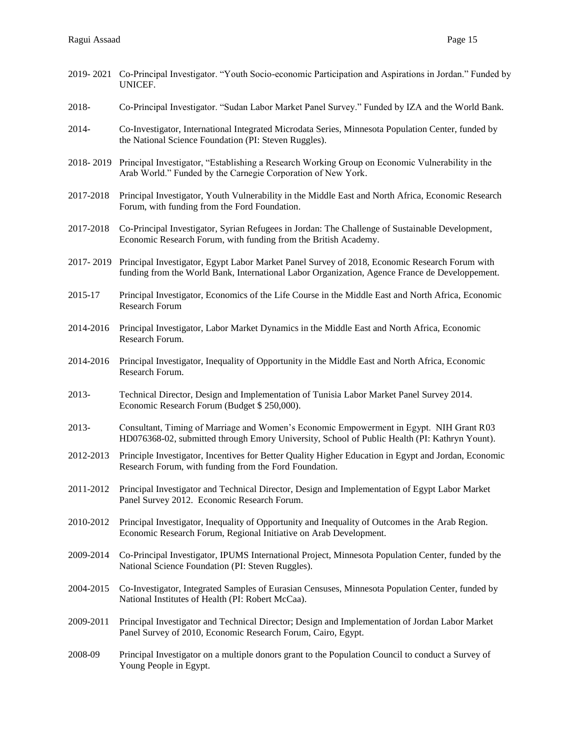2019- 2021 Co-Principal Investigator. "Youth Socio-economic Participation and Aspirations in Jordan." Funded by UNICEF.

2018- Co-Principal Investigator. "Sudan Labor Market Panel Survey." Funded by IZA and the World Bank.

2014- Co-Investigator, International Integrated Microdata Series, Minnesota Population Center, funded by the National Science Foundation (PI: Steven Ruggles).

2018- 2019 Principal Investigator, "Establishing a Research Working Group on Economic Vulnerability in the Arab World." Funded by the Carnegie Corporation of New York.

2017-2018 Principal Investigator, Youth Vulnerability in the Middle East and North Africa, Economic Research Forum, with funding from the Ford Foundation.

2017-2018 Co-Principal Investigator, Syrian Refugees in Jordan: The Challenge of Sustainable Development, Economic Research Forum, with funding from the British Academy.

2017- 2019 Principal Investigator, Egypt Labor Market Panel Survey of 2018, Economic Research Forum with funding from the World Bank, International Labor Organization, Agence France de Developpement.

2015-17 Principal Investigator, Economics of the Life Course in the Middle East and North Africa, Economic Research Forum

2014-2016 Principal Investigator, Labor Market Dynamics in the Middle East and North Africa, Economic Research Forum.

2014-2016 Principal Investigator, Inequality of Opportunity in the Middle East and North Africa, Economic Research Forum.

2013- Technical Director, Design and Implementation of Tunisia Labor Market Panel Survey 2014. Economic Research Forum (Budget $ 250,000).

2013- Consultant, Timing of Marriage and Women's Economic Empowerment in Egypt. NIH Grant R03 HD076368-02, submitted through Emory University, School of Public Health (PI: Kathryn Yount).

2012-2013 Principle Investigator, Incentives for Better Quality Higher Education in Egypt and Jordan, Economic Research Forum, with funding from the Ford Foundation.

2011-2012 Principal Investigator and Technical Director, Design and Implementation of Egypt Labor Market Panel Survey 2012. Economic Research Forum.

2010-2012 Principal Investigator, Inequality of Opportunity and Inequality of Outcomes in the Arab Region. Economic Research Forum, Regional Initiative on Arab Development.

2009-2014 Co-Principal Investigator, IPUMS International Project, Minnesota Population Center, funded by the National Science Foundation (PI: Steven Ruggles).

2004-2015 Co-Investigator, Integrated Samples of Eurasian Censuses, Minnesota Population Center, funded by National Institutes of Health (PI: Robert McCaa).

2009-2011 Principal Investigator and Technical Director; Design and Implementation of Jordan Labor Market Panel Survey of 2010, Economic Research Forum, Cairo, Egypt.

2008-09 Principal Investigator on a multiple donors grant to the Population Council to conduct a Survey of Young People in Egypt.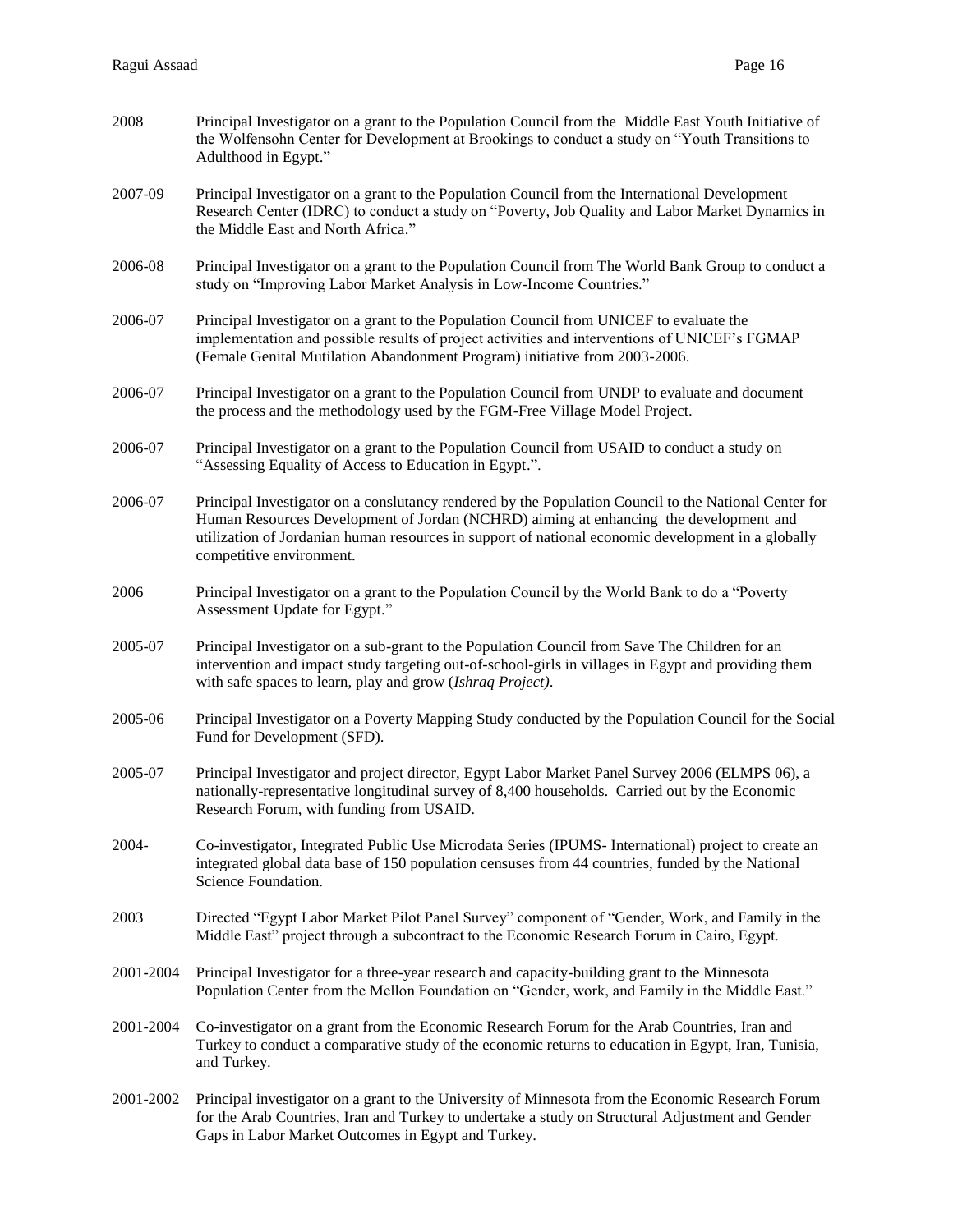2008 Principal Investigator on a grant to the Population Council from the Middle East Youth Initiative of the Wolfensohn Center for Development at Brookings to conduct a study on "Youth Transitions to Adulthood in Egypt."

2007-09 Principal Investigator on a grant to the Population Council from the International Development Research Center (IDRC) to conduct a study on "Poverty, Job Quality and Labor Market Dynamics in the Middle East and North Africa."

2006-08 Principal Investigator on a grant to the Population Council from The World Bank Group to conduct a study on "Improving Labor Market Analysis in Low-Income Countries."

2006-07 Principal Investigator on a grant to the Population Council from UNICEF to evaluate the implementation and possible results of project activities and interventions of UNICEF's FGMAP (Female Genital Mutilation Abandonment Program) initiative from 2003-2006.

2006-07 Principal Investigator on a grant to the Population Council from UNDP to evaluate and document the process and the methodology used by the FGM-Free Village Model Project.

2006-07 Principal Investigator on a grant to the Population Council from USAID to conduct a study on "Assessing Equality of Access to Education in Egypt.".

2006-07 Principal Investigator on a conslutancy rendered by the Population Council to the National Center for Human Resources Development of Jordan (NCHRD) aiming at enhancing the development and utilization of Jordanian human resources in support of national economic development in a globally competitive environment.

2006 Principal Investigator on a grant to the Population Council by the World Bank to do a "Poverty Assessment Update for Egypt."

2005-07 Principal Investigator on a sub-grant to the Population Council from Save The Children for an intervention and impact study targeting out-of-school-girls in villages in Egypt and providing them with safe spaces to learn, play and grow (*Ishraq Project).*

2005-06 Principal Investigator on a Poverty Mapping Study conducted by the Population Council for the Social Fund for Development (SFD).

2005-07 Principal Investigator and project director, Egypt Labor Market Panel Survey 2006 (ELMPS 06), a nationally-representative longitudinal survey of 8,400 households. Carried out by the Economic Research Forum, with funding from USAID.

2004- Co-investigator, Integrated Public Use Microdata Series (IPUMS- International) project to create an integrated global data base of 150 population censuses from 44 countries, funded by the National Science Foundation.

2003 Directed "Egypt Labor Market Pilot Panel Survey" component of "Gender, Work, and Family in the Middle East" project through a subcontract to the Economic Research Forum in Cairo, Egypt.

2001-2004 Principal Investigator for a three-year research and capacity-building grant to the Minnesota Population Center from the Mellon Foundation on "Gender, work, and Family in the Middle East."

2001-2004 Co-investigator on a grant from the Economic Research Forum for the Arab Countries, Iran and Turkey to conduct a comparative study of the economic returns to education in Egypt, Iran, Tunisia, and Turkey.

2001-2002 Principal investigator on a grant to the University of Minnesota from the Economic Research Forum for the Arab Countries, Iran and Turkey to undertake a study on Structural Adjustment and Gender Gaps in Labor Market Outcomes in Egypt and Turkey.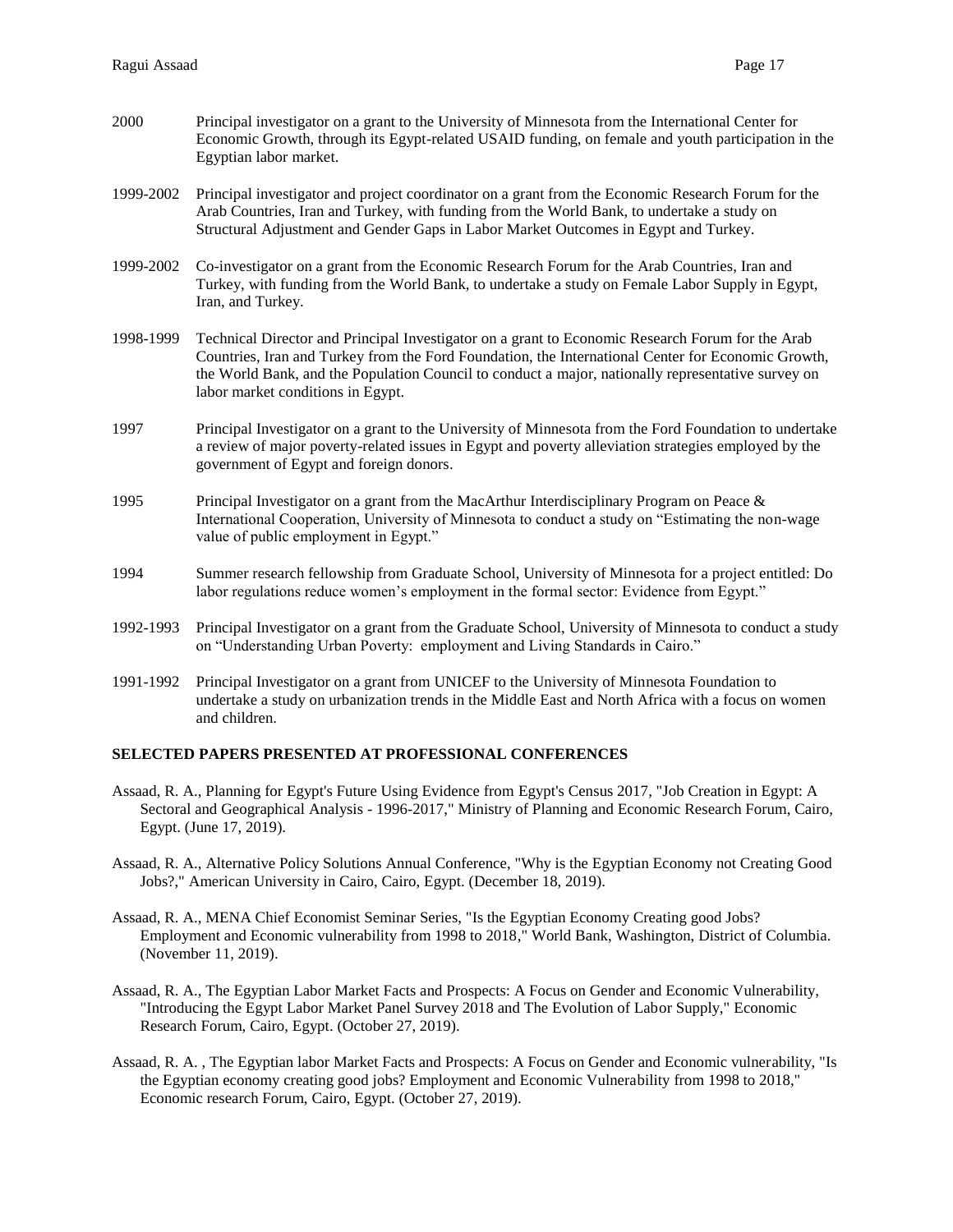2000 Principal investigator on a grant to the University of Minnesota from the International Center for Economic Growth, through its Egypt-related USAID funding, on female and youth participation in the Egyptian labor market.

1999-2002 Principal investigator and project coordinator on a grant from the Economic Research Forum for the Arab Countries, Iran and Turkey, with funding from the World Bank, to undertake a study on Structural Adjustment and Gender Gaps in Labor Market Outcomes in Egypt and Turkey.

1999-2002 Co-investigator on a grant from the Economic Research Forum for the Arab Countries, Iran and Turkey, with funding from the World Bank, to undertake a study on Female Labor Supply in Egypt, Iran, and Turkey.

1998-1999 Technical Director and Principal Investigator on a grant to Economic Research Forum for the Arab Countries, Iran and Turkey from the Ford Foundation, the International Center for Economic Growth, the World Bank, and the Population Council to conduct a major, nationally representative survey on labor market conditions in Egypt.

1997 Principal Investigator on a grant to the University of Minnesota from the Ford Foundation to undertake a review of major poverty-related issues in Egypt and poverty alleviation strategies employed by the government of Egypt and foreign donors.

1995 Principal Investigator on a grant from the MacArthur Interdisciplinary Program on Peace & International Cooperation, University of Minnesota to conduct a study on "Estimating the non-wage value of public employment in Egypt."

1994 Summer research fellowship from Graduate School, University of Minnesota for a project entitled: Do labor regulations reduce women's employment in the formal sector: Evidence from Egypt."

1992-1993 Principal Investigator on a grant from the Graduate School, University of Minnesota to conduct a study on "Understanding Urban Poverty: employment and Living Standards in Cairo."

1991-1992 Principal Investigator on a grant from UNICEF to the University of Minnesota Foundation to undertake a study on urbanization trends in the Middle East and North Africa with a focus on women and children.

**SELECTED PAPERS PRESENTED AT PROFESSIONAL CONFERENCES**

Assaad, R. A., Planning for Egypt's Future Using Evidence from Egypt's Census 2017, "Job Creation in Egypt: A Sectoral and Geographical Analysis - 1996-2017," Ministry of Planning and Economic Research Forum, Cairo, Egypt. (June 17, 2019).

Assaad, R. A., Alternative Policy Solutions Annual Conference, "Why is the Egyptian Economy not Creating Good Jobs?," American University in Cairo, Cairo, Egypt. (December 18, 2019).

Assaad, R. A., MENA Chief Economist Seminar Series, "Is the Egyptian Economy Creating good Jobs? Employment and Economic vulnerability from 1998 to 2018," World Bank, Washington, District of Columbia. (November 11, 2019).

Assaad, R. A., The Egyptian Labor Market Facts and Prospects: A Focus on Gender and Economic Vulnerability, "Introducing the Egypt Labor Market Panel Survey 2018 and The Evolution of Labor Supply," Economic Research Forum, Cairo, Egypt. (October 27, 2019).

Assaad, R. A. , The Egyptian labor Market Facts and Prospects: A Focus on Gender and Economic vulnerability, "Is the Egyptian economy creating good jobs? Employment and Economic Vulnerability from 1998 to 2018," Economic research Forum, Cairo, Egypt. (October 27, 2019).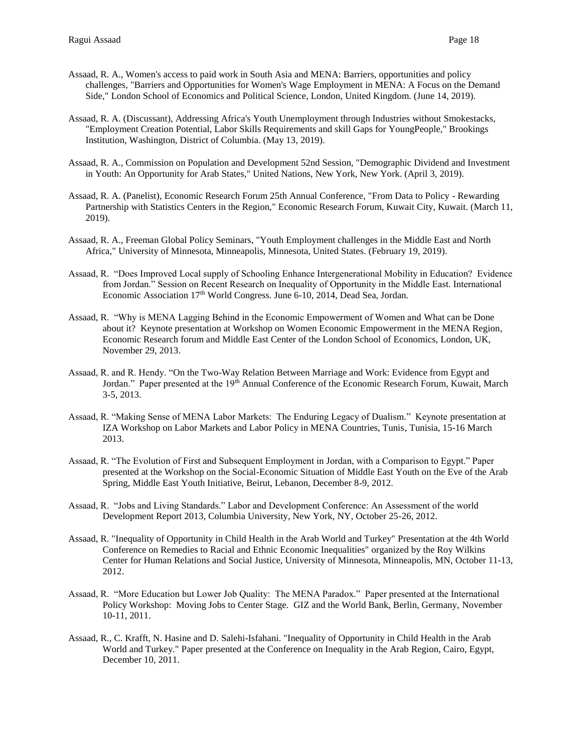Assaad, R. A., Women's access to paid work in South Asia and MENA: Barriers, opportunities and policy challenges, "Barriers and Opportunities for Women's Wage Employment in MENA: A Focus on the Demand Side," London School of Economics and Political Science, London, United Kingdom. (June 14, 2019).

Assaad, R. A. (Discussant), Addressing Africa's Youth Unemployment through Industries without Smokestacks, "Employment Creation Potential, Labor Skills Requirements and skill Gaps for YoungPeople," Brookings Institution, Washington, District of Columbia. (May 13, 2019).

Assaad, R. A., Commission on Population and Development 52nd Session, "Demographic Dividend and Investment in Youth: An Opportunity for Arab States," United Nations, New York, New York. (April 3, 2019).

Assaad, R. A. (Panelist), Economic Research Forum 25th Annual Conference, "From Data to Policy - Rewarding Partnership with Statistics Centers in the Region," Economic Research Forum, Kuwait City, Kuwait. (March 11, 2019).

Assaad, R. A., Freeman Global Policy Seminars, "Youth Employment challenges in the Middle East and North Africa," University of Minnesota, Minneapolis, Minnesota, United States. (February 19, 2019).

Assaad, R. "Does Improved Local supply of Schooling Enhance Intergenerational Mobility in Education? Evidence from Jordan." Session on Recent Research on Inequality of Opportunity in the Middle East. International Economic Association 17th World Congress. June 6-10, 2014, Dead Sea, Jordan.

Assaad, R. "Why is MENA Lagging Behind in the Economic Empowerment of Women and What can be Done about it? Keynote presentation at Workshop on Women Economic Empowerment in the MENA Region, Economic Research forum and Middle East Center of the London School of Economics, London, UK, November 29, 2013.

Assaad, R. and R. Hendy. "On the Two-Way Relation Between Marriage and Work: Evidence from Egypt and Jordan." Paper presented at the 19th Annual Conference of the Economic Research Forum, Kuwait, March 3-5, 2013.

Assaad, R. "Making Sense of MENA Labor Markets: The Enduring Legacy of Dualism." Keynote presentation at IZA Workshop on Labor Markets and Labor Policy in MENA Countries, Tunis, Tunisia, 15-16 March 2013.

Assaad, R. "The Evolution of First and Subsequent Employment in Jordan, with a Comparison to Egypt." Paper presented at the Workshop on the Social-Economic Situation of Middle East Youth on the Eve of the Arab Spring, Middle East Youth Initiative, Beirut, Lebanon, December 8-9, 2012.

Assaad, R. "Jobs and Living Standards." Labor and Development Conference: An Assessment of the world Development Report 2013, Columbia University, New York, NY, October 25-26, 2012.

Assaad, R. "Inequality of Opportunity in Child Health in the Arab World and Turkey" Presentation at the 4th World Conference on Remedies to Racial and Ethnic Economic Inequalities" organized by the Roy Wilkins Center for Human Relations and Social Justice, University of Minnesota, Minneapolis, MN, October 11-13, 2012.

Assaad, R. "More Education but Lower Job Quality: The MENA Paradox." Paper presented at the International Policy Workshop: Moving Jobs to Center Stage. GIZ and the World Bank, Berlin, Germany, November 10-11, 2011.

Assaad, R., C. Krafft, N. Hasine and D. Salehi-Isfahani. "Inequality of Opportunity in Child Health in the Arab World and Turkey." Paper presented at the Conference on Inequality in the Arab Region, Cairo, Egypt, December 10, 2011.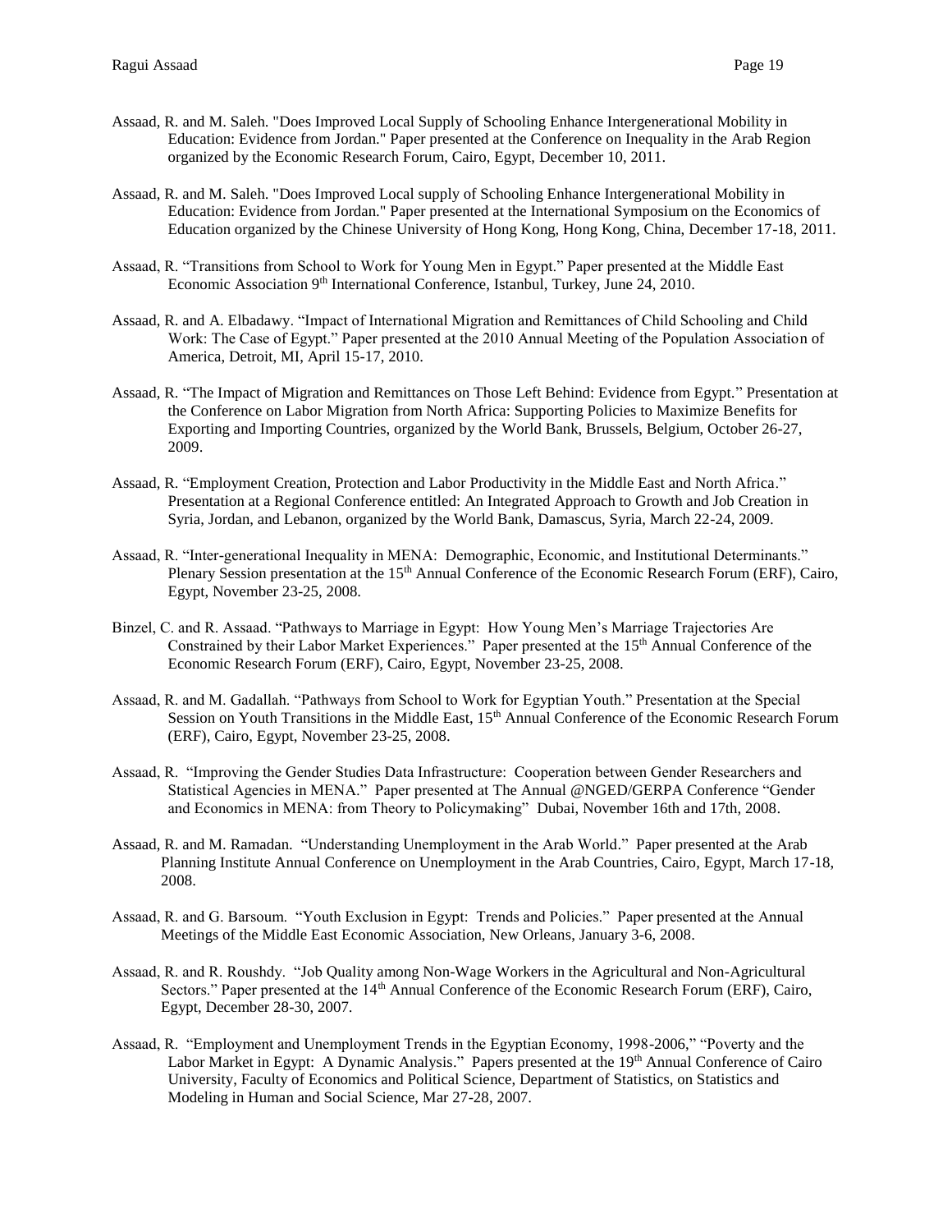Assaad, R. and M. Saleh. "Does Improved Local Supply of Schooling Enhance Intergenerational Mobility in Education: Evidence from Jordan." Paper presented at the Conference on Inequality in the Arab Region organized by the Economic Research Forum, Cairo, Egypt, December 10, 2011.

Assaad, R. and M. Saleh. "Does Improved Local supply of Schooling Enhance Intergenerational Mobility in Education: Evidence from Jordan." Paper presented at the International Symposium on the Economics of Education organized by the Chinese University of Hong Kong, Hong Kong, China, December 17-18, 2011.

Assaad, R. "Transitions from School to Work for Young Men in Egypt." Paper presented at the Middle East Economic Association 9th International Conference, Istanbul, Turkey, June 24, 2010.

Assaad, R. and A. Elbadawy. "Impact of International Migration and Remittances of Child Schooling and Child Work: The Case of Egypt." Paper presented at the 2010 Annual Meeting of the Population Association of America, Detroit, MI, April 15-17, 2010.

Assaad, R. "The Impact of Migration and Remittances on Those Left Behind: Evidence from Egypt." Presentation at the Conference on Labor Migration from North Africa: Supporting Policies to Maximize Benefits for Exporting and Importing Countries, organized by the World Bank, Brussels, Belgium, October 26-27, 2009.

Assaad, R. "Employment Creation, Protection and Labor Productivity in the Middle East and North Africa." Presentation at a Regional Conference entitled: An Integrated Approach to Growth and Job Creation in Syria, Jordan, and Lebanon, organized by the World Bank, Damascus, Syria, March 22-24, 2009.

Assaad, R. "Inter-generational Inequality in MENA: Demographic, Economic, and Institutional Determinants." Plenary Session presentation at the 15th Annual Conference of the Economic Research Forum (ERF), Cairo, Egypt, November 23-25, 2008.

Binzel, C. and R. Assaad. "Pathways to Marriage in Egypt: How Young Men's Marriage Trajectories Are Constrained by their Labor Market Experiences." Paper presented at the 15th Annual Conference of the Economic Research Forum (ERF), Cairo, Egypt, November 23-25, 2008.

Assaad, R. and M. Gadallah. "Pathways from School to Work for Egyptian Youth." Presentation at the Special Session on Youth Transitions in the Middle East, 15th Annual Conference of the Economic Research Forum (ERF), Cairo, Egypt, November 23-25, 2008.

Assaad, R. "Improving the Gender Studies Data Infrastructure: Cooperation between Gender Researchers and Statistical Agencies in MENA." Paper presented at The Annual @NGED/GERPA Conference "Gender and Economics in MENA: from Theory to Policymaking" Dubai, November 16th and 17th, 2008.

Assaad, R. and M. Ramadan. "Understanding Unemployment in the Arab World." Paper presented at the Arab Planning Institute Annual Conference on Unemployment in the Arab Countries, Cairo, Egypt, March 17-18, 2008.

Assaad, R. and G. Barsoum. "Youth Exclusion in Egypt: Trends and Policies." Paper presented at the Annual Meetings of the Middle East Economic Association, New Orleans, January 3-6, 2008.

Assaad, R. and R. Roushdy. "Job Quality among Non-Wage Workers in the Agricultural and Non-Agricultural Sectors." Paper presented at the 14th Annual Conference of the Economic Research Forum (ERF), Cairo, Egypt, December 28-30, 2007.

Assaad, R. "Employment and Unemployment Trends in the Egyptian Economy, 1998-2006," "Poverty and the Labor Market in Egypt: A Dynamic Analysis." Papers presented at the 19th Annual Conference of Cairo University, Faculty of Economics and Political Science, Department of Statistics, on Statistics and Modeling in Human and Social Science, Mar 27-28, 2007.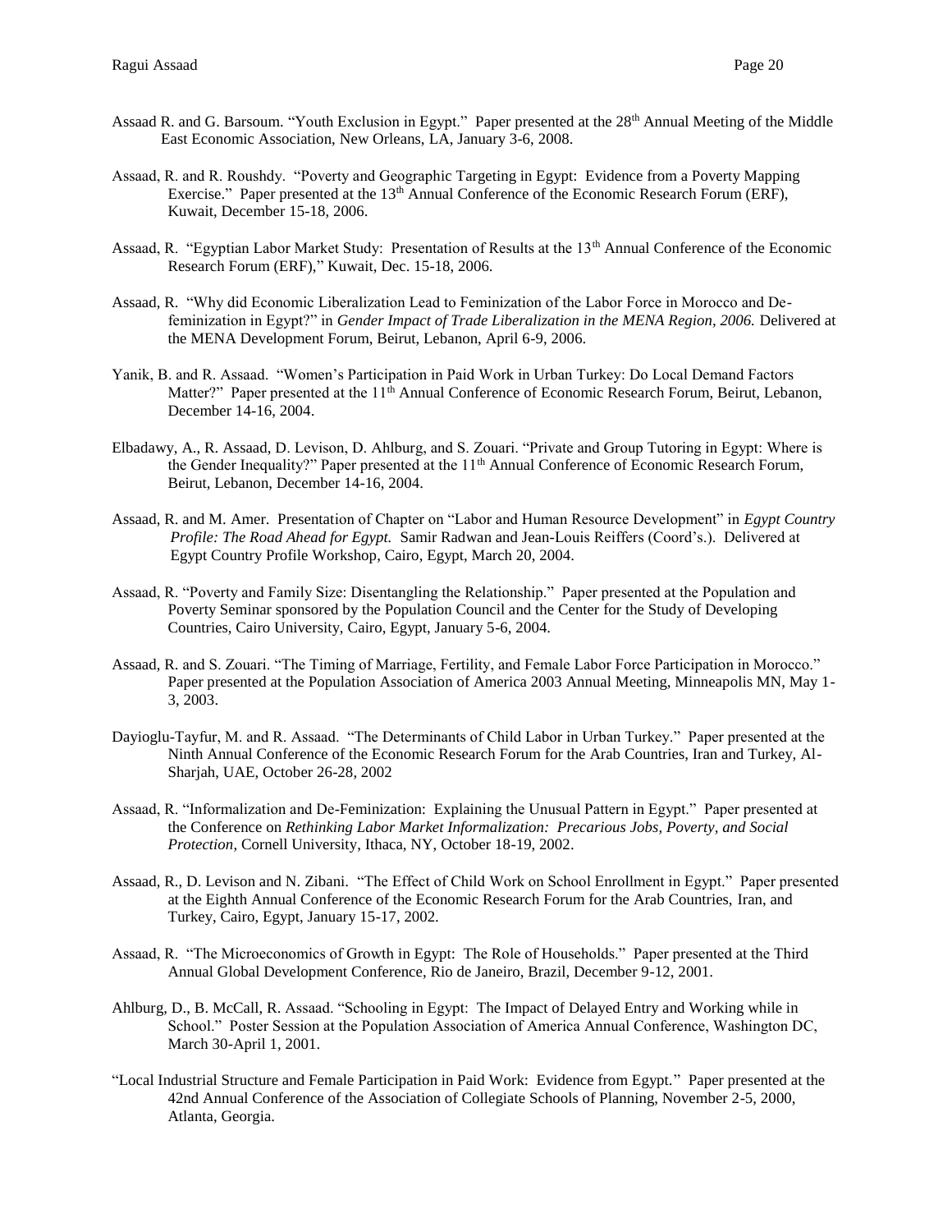Assaad R. and G. Barsoum. "Youth Exclusion in Egypt." Paper presented at the 28th Annual Meeting of the Middle East Economic Association, New Orleans, LA, January 3-6, 2008.

Assaad, R. and R. Roushdy. "Poverty and Geographic Targeting in Egypt: Evidence from a Poverty Mapping Exercise." Paper presented at the 13th Annual Conference of the Economic Research Forum (ERF), Kuwait, December 15-18, 2006.

Assaad, R. "Egyptian Labor Market Study: Presentation of Results at the 13th Annual Conference of the Economic Research Forum (ERF)," Kuwait, Dec. 15-18, 2006.

Assaad, R. "Why did Economic Liberalization Lead to Feminization of the Labor Force in Morocco and De-feminization in Egypt?" in *Gender Impact of Trade Liberalization in the MENA Region, 2006.* Delivered at the MENA Development Forum, Beirut, Lebanon, April 6-9, 2006.

Yanik, B. and R. Assaad. "Women's Participation in Paid Work in Urban Turkey: Do Local Demand Factors Matter?" Paper presented at the 11th Annual Conference of Economic Research Forum, Beirut, Lebanon, December 14-16, 2004.

Elbadawy, A., R. Assaad, D. Levison, D. Ahlburg, and S. Zouari. "Private and Group Tutoring in Egypt: Where is the Gender Inequality?" Paper presented at the 11th Annual Conference of Economic Research Forum, Beirut, Lebanon, December 14-16, 2004.

Assaad, R. and M. Amer. Presentation of Chapter on "Labor and Human Resource Development" in *Egypt Country Profile: The Road Ahead for Egypt.* Samir Radwan and Jean-Louis Reiffers (Coord's.). Delivered at Egypt Country Profile Workshop, Cairo, Egypt, March 20, 2004.

Assaad, R. "Poverty and Family Size: Disentangling the Relationship." Paper presented at the Population and Poverty Seminar sponsored by the Population Council and the Center for the Study of Developing Countries, Cairo University, Cairo, Egypt, January 5-6, 2004.

Assaad, R. and S. Zouari. "The Timing of Marriage, Fertility, and Female Labor Force Participation in Morocco." Paper presented at the Population Association of America 2003 Annual Meeting, Minneapolis MN, May 1-3, 2003.

Dayioglu-Tayfur, M. and R. Assaad. "The Determinants of Child Labor in Urban Turkey." Paper presented at the Ninth Annual Conference of the Economic Research Forum for the Arab Countries, Iran and Turkey, Al-Sharjah, UAE, October 26-28, 2002

Assaad, R. "Informalization and De-Feminization: Explaining the Unusual Pattern in Egypt." Paper presented at the Conference on *Rethinking Labor Market Informalization: Precarious Jobs, Poverty, and Social Protection,* Cornell University, Ithaca, NY, October 18-19, 2002.

Assaad, R., D. Levison and N. Zibani. "The Effect of Child Work on School Enrollment in Egypt." Paper presented at the Eighth Annual Conference of the Economic Research Forum for the Arab Countries, Iran, and Turkey, Cairo, Egypt, January 15-17, 2002.

Assaad, R. "The Microeconomics of Growth in Egypt: The Role of Households." Paper presented at the Third Annual Global Development Conference, Rio de Janeiro, Brazil, December 9-12, 2001.

Ahlburg, D., B. McCall, R. Assaad. "Schooling in Egypt: The Impact of Delayed Entry and Working while in School." Poster Session at the Population Association of America Annual Conference, Washington DC, March 30-April 1, 2001.

"Local Industrial Structure and Female Participation in Paid Work: Evidence from Egypt." Paper presented at the 42nd Annual Conference of the Association of Collegiate Schools of Planning, November 2-5, 2000, Atlanta, Georgia.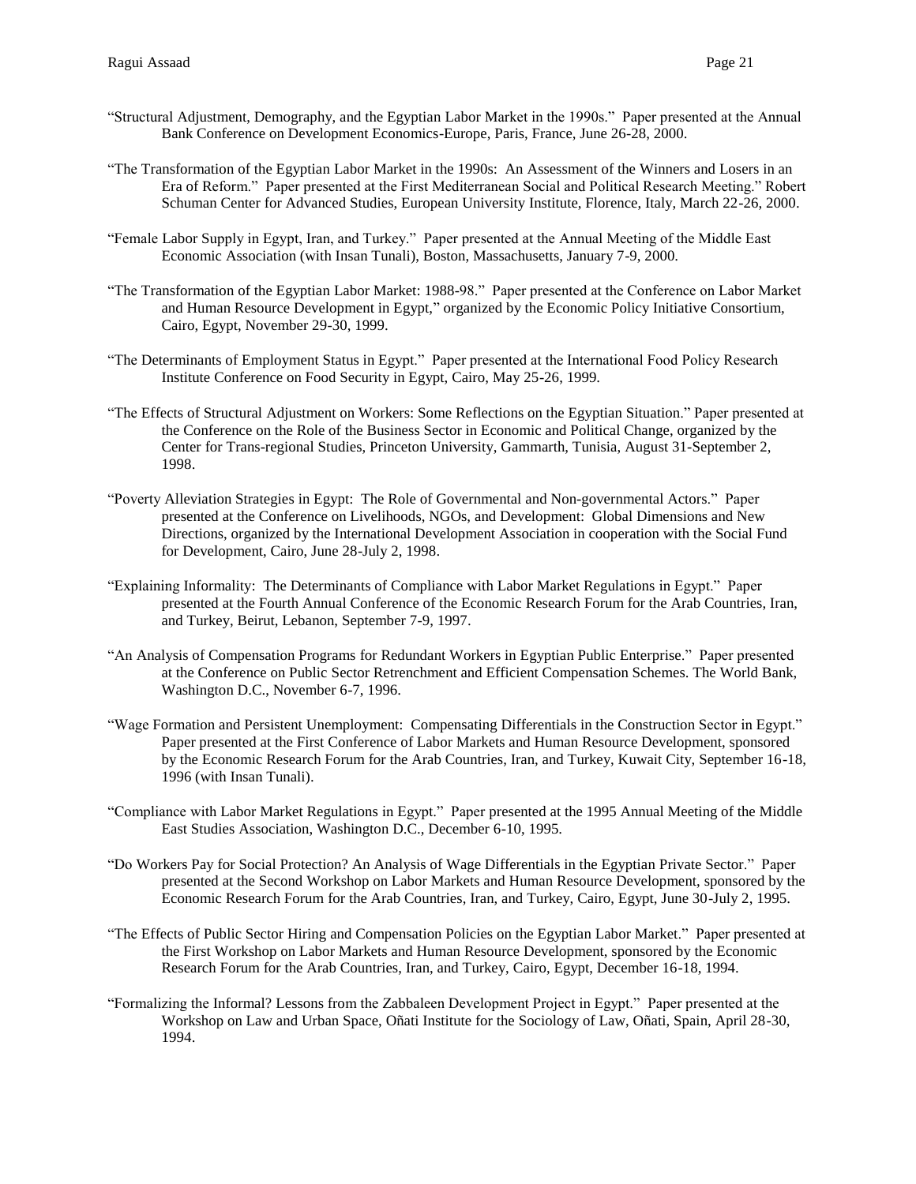"Structural Adjustment, Demography, and the Egyptian Labor Market in the 1990s." Paper presented at the Annual Bank Conference on Development Economics-Europe, Paris, France, June 26-28, 2000.

"The Transformation of the Egyptian Labor Market in the 1990s: An Assessment of the Winners and Losers in an Era of Reform." Paper presented at the First Mediterranean Social and Political Research Meeting." Robert Schuman Center for Advanced Studies, European University Institute, Florence, Italy, March 22-26, 2000.

"Female Labor Supply in Egypt, Iran, and Turkey." Paper presented at the Annual Meeting of the Middle East Economic Association (with Insan Tunali), Boston, Massachusetts, January 7-9, 2000.

"The Transformation of the Egyptian Labor Market: 1988-98." Paper presented at the Conference on Labor Market and Human Resource Development in Egypt," organized by the Economic Policy Initiative Consortium, Cairo, Egypt, November 29-30, 1999.

"The Determinants of Employment Status in Egypt." Paper presented at the International Food Policy Research Institute Conference on Food Security in Egypt, Cairo, May 25-26, 1999.

"The Effects of Structural Adjustment on Workers: Some Reflections on the Egyptian Situation." Paper presented at the Conference on the Role of the Business Sector in Economic and Political Change, organized by the Center for Trans-regional Studies, Princeton University, Gammarth, Tunisia, August 31-September 2, 1998.

"Poverty Alleviation Strategies in Egypt: The Role of Governmental and Non-governmental Actors." Paper presented at the Conference on Livelihoods, NGOs, and Development: Global Dimensions and New Directions, organized by the International Development Association in cooperation with the Social Fund for Development, Cairo, June 28-July 2, 1998.

"Explaining Informality: The Determinants of Compliance with Labor Market Regulations in Egypt." Paper presented at the Fourth Annual Conference of the Economic Research Forum for the Arab Countries, Iran, and Turkey, Beirut, Lebanon, September 7-9, 1997.

"An Analysis of Compensation Programs for Redundant Workers in Egyptian Public Enterprise." Paper presented at the Conference on Public Sector Retrenchment and Efficient Compensation Schemes. The World Bank, Washington D.C., November 6-7, 1996.

"Wage Formation and Persistent Unemployment: Compensating Differentials in the Construction Sector in Egypt." Paper presented at the First Conference of Labor Markets and Human Resource Development, sponsored by the Economic Research Forum for the Arab Countries, Iran, and Turkey, Kuwait City, September 16-18, 1996 (with Insan Tunali).

"Compliance with Labor Market Regulations in Egypt." Paper presented at the 1995 Annual Meeting of the Middle East Studies Association, Washington D.C., December 6-10, 1995.

"Do Workers Pay for Social Protection? An Analysis of Wage Differentials in the Egyptian Private Sector." Paper presented at the Second Workshop on Labor Markets and Human Resource Development, sponsored by the Economic Research Forum for the Arab Countries, Iran, and Turkey, Cairo, Egypt, June 30-July 2, 1995.

"The Effects of Public Sector Hiring and Compensation Policies on the Egyptian Labor Market." Paper presented at the First Workshop on Labor Markets and Human Resource Development, sponsored by the Economic Research Forum for the Arab Countries, Iran, and Turkey, Cairo, Egypt, December 16-18, 1994.

"Formalizing the Informal? Lessons from the Zabbaleen Development Project in Egypt." Paper presented at the Workshop on Law and Urban Space, Oñati Institute for the Sociology of Law, Oñati, Spain, April 28-30, 1994.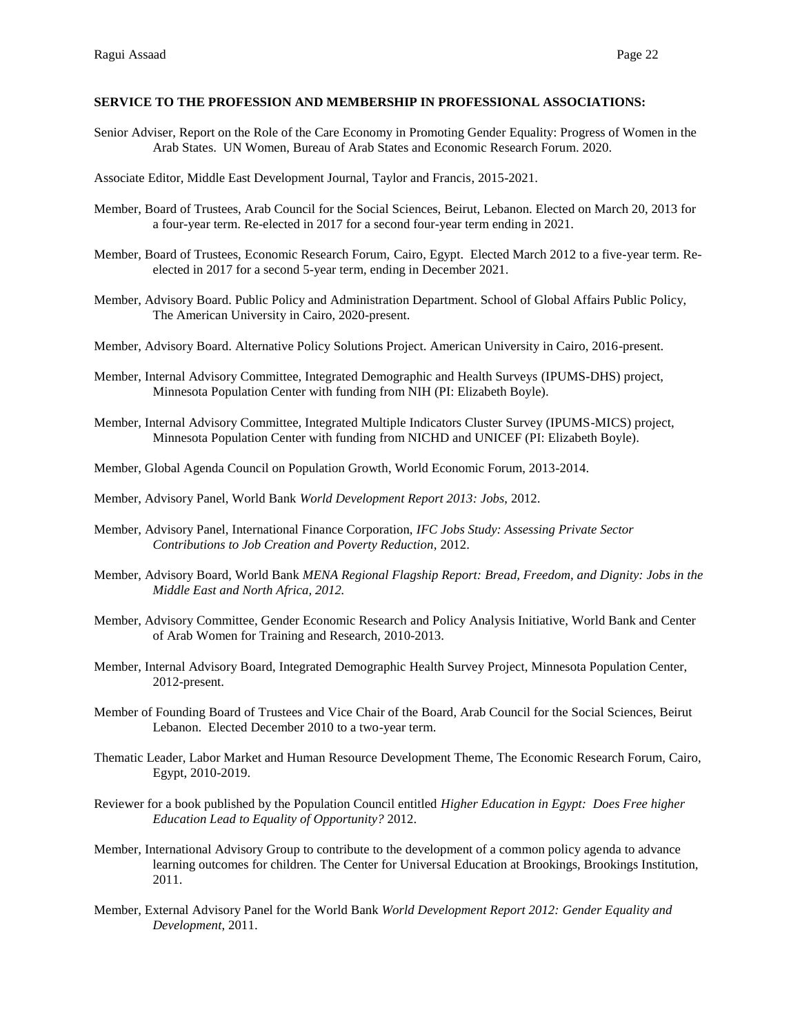**SERVICE TO THE PROFESSION AND MEMBERSHIP IN PROFESSIONAL ASSOCIATIONS:**

Senior Adviser, Report on the Role of the Care Economy in Promoting Gender Equality: Progress of Women in the Arab States. UN Women, Bureau of Arab States and Economic Research Forum. 2020.

Associate Editor, Middle East Development Journal, Taylor and Francis, 2015-2021.

Member, Board of Trustees, Arab Council for the Social Sciences, Beirut, Lebanon. Elected on March 20, 2013 for a four-year term. Re-elected in 2017 for a second four-year term ending in 2021.

Member, Board of Trustees, Economic Research Forum, Cairo, Egypt. Elected March 2012 to a five-year term. Re-elected in 2017 for a second 5-year term, ending in December 2021.

Member, Advisory Board. Public Policy and Administration Department. School of Global Affairs Public Policy, The American University in Cairo, 2020-present.

Member, Advisory Board. Alternative Policy Solutions Project. American University in Cairo, 2016-present.

Member, Internal Advisory Committee, Integrated Demographic and Health Surveys (IPUMS-DHS) project, Minnesota Population Center with funding from NIH (PI: Elizabeth Boyle).

Member, Internal Advisory Committee, Integrated Multiple Indicators Cluster Survey (IPUMS-MICS) project, Minnesota Population Center with funding from NICHD and UNICEF (PI: Elizabeth Boyle).

Member, Global Agenda Council on Population Growth, World Economic Forum, 2013-2014.

Member, Advisory Panel, World Bank *World Development Report 2013: Jobs*, 2012.

Member, Advisory Panel, International Finance Corporation, *IFC Jobs Study: Assessing Private Sector Contributions to Job Creation and Poverty Reduction*, 2012.

Member, Advisory Board, World Bank *MENA Regional Flagship Report: Bread, Freedom, and Dignity: Jobs in the Middle East and North Africa, 2012.*

Member, Advisory Committee, Gender Economic Research and Policy Analysis Initiative, World Bank and Center of Arab Women for Training and Research, 2010-2013.

Member, Internal Advisory Board, Integrated Demographic Health Survey Project, Minnesota Population Center, 2012-present.

Member of Founding Board of Trustees and Vice Chair of the Board, Arab Council for the Social Sciences, Beirut Lebanon. Elected December 2010 to a two-year term.

Thematic Leader, Labor Market and Human Resource Development Theme, The Economic Research Forum, Cairo, Egypt, 2010-2019.

Reviewer for a book published by the Population Council entitled *Higher Education in Egypt: Does Free higher Education Lead to Equality of Opportunity?* 2012.

Member, International Advisory Group to contribute to the development of a common policy agenda to advance learning outcomes for children. The Center for Universal Education at Brookings, Brookings Institution, 2011.

Member, External Advisory Panel for the World Bank *World Development Report 2012: Gender Equality and Development*, 2011.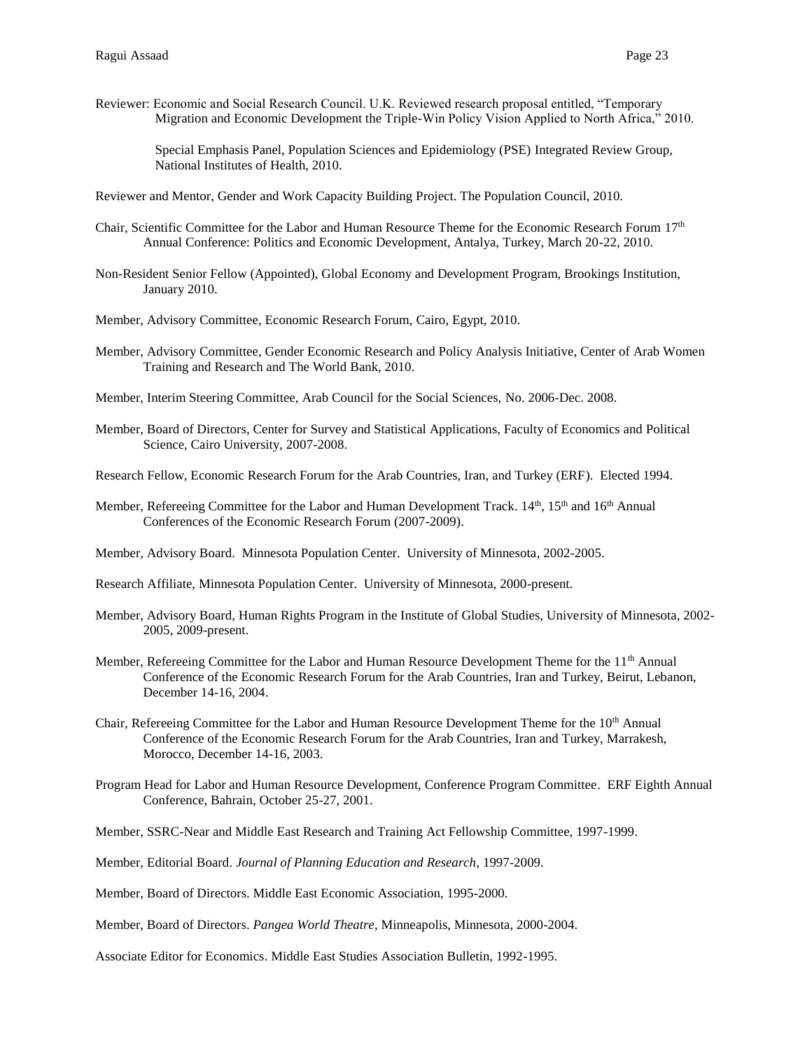Reviewer: Economic and Social Research Council. U.K. Reviewed research proposal entitled, "Temporary Migration and Economic Development the Triple-Win Policy Vision Applied to North Africa," 2010.

Special Emphasis Panel, Population Sciences and Epidemiology (PSE) Integrated Review Group, National Institutes of Health, 2010.

Reviewer and Mentor, Gender and Work Capacity Building Project. The Population Council, 2010.

Chair, Scientific Committee for the Labor and Human Resource Theme for the Economic Research Forum 17th Annual Conference: Politics and Economic Development, Antalya, Turkey, March 20-22, 2010.

Non-Resident Senior Fellow (Appointed), Global Economy and Development Program, Brookings Institution, January 2010.

Member, Advisory Committee, Economic Research Forum, Cairo, Egypt, 2010.

Member, Advisory Committee, Gender Economic Research and Policy Analysis Initiative, Center of Arab Women Training and Research and The World Bank, 2010.

Member, Interim Steering Committee, Arab Council for the Social Sciences, No. 2006-Dec. 2008.

Member, Board of Directors, Center for Survey and Statistical Applications, Faculty of Economics and Political Science, Cairo University, 2007-2008.

Research Fellow, Economic Research Forum for the Arab Countries, Iran, and Turkey (ERF). Elected 1994.

Member, Refereeing Committee for the Labor and Human Development Track. 14th, 15th and 16th Annual Conferences of the Economic Research Forum (2007-2009).

Member, Advisory Board. Minnesota Population Center. University of Minnesota, 2002-2005.

Research Affiliate, Minnesota Population Center. University of Minnesota, 2000-present.

Member, Advisory Board, Human Rights Program in the Institute of Global Studies, University of Minnesota, 2002-2005, 2009-present.

Member, Refereeing Committee for the Labor and Human Resource Development Theme for the 11th Annual Conference of the Economic Research Forum for the Arab Countries, Iran and Turkey, Beirut, Lebanon, December 14-16, 2004.

Chair, Refereeing Committee for the Labor and Human Resource Development Theme for the 10th Annual Conference of the Economic Research Forum for the Arab Countries, Iran and Turkey, Marrakesh, Morocco, December 14-16, 2003.

Program Head for Labor and Human Resource Development, Conference Program Committee. ERF Eighth Annual Conference, Bahrain, October 25-27, 2001.

Member, SSRC-Near and Middle East Research and Training Act Fellowship Committee, 1997-1999.

Member, Editorial Board. *Journal of Planning Education and Research*, 1997-2009.

Member, Board of Directors. Middle East Economic Association, 1995-2000.

Member, Board of Directors. *Pangea World Theatre*, Minneapolis, Minnesota, 2000-2004.

Associate Editor for Economics. Middle East Studies Association Bulletin, 1992-1995.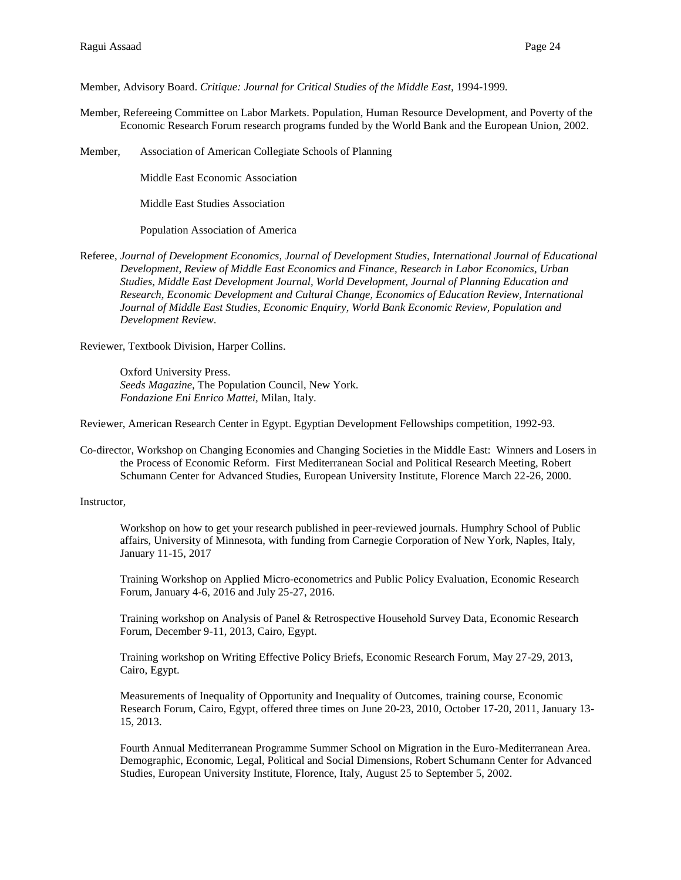Member, Advisory Board. *Critique: Journal for Critical Studies of the Middle East,* 1994-1999.

Member, Refereeing Committee on Labor Markets. Population, Human Resource Development, and Poverty of the Economic Research Forum research programs funded by the World Bank and the European Union, 2002.

Member, Association of American Collegiate Schools of Planning

Middle East Economic Association

Middle East Studies Association

Population Association of America

Referee, *Journal of Development Economics, Journal of Development Studies, International Journal of Educational Development, Review of Middle East Economics and Finance, Research in Labor Economics, Urban Studies, Middle East Development Journal, World Development, Journal of Planning Education and Research, Economic Development and Cultural Change, Economics of Education Review, International Journal of Middle East Studies, Economic Enquiry, World Bank Economic Review, Population and Development Review*.

Reviewer, Textbook Division, Harper Collins.

Oxford University Press.
*Seeds Magazine,* The Population Council, New York.
*Fondazione Eni Enrico Mattei*, Milan, Italy.

Reviewer, American Research Center in Egypt. Egyptian Development Fellowships competition, 1992-93.

Co-director, Workshop on Changing Economies and Changing Societies in the Middle East: Winners and Losers in the Process of Economic Reform. First Mediterranean Social and Political Research Meeting, Robert Schumann Center for Advanced Studies, European University Institute, Florence March 22-26, 2000.

Instructor,

Workshop on how to get your research published in peer-reviewed journals. Humphry School of Public affairs, University of Minnesota, with funding from Carnegie Corporation of New York, Naples, Italy, January 11-15, 2017

Training Workshop on Applied Micro-econometrics and Public Policy Evaluation, Economic Research Forum, January 4-6, 2016 and July 25-27, 2016.

Training workshop on Analysis of Panel & Retrospective Household Survey Data, Economic Research Forum, December 9-11, 2013, Cairo, Egypt.

Training workshop on Writing Effective Policy Briefs, Economic Research Forum, May 27-29, 2013, Cairo, Egypt.

Measurements of Inequality of Opportunity and Inequality of Outcomes, training course, Economic Research Forum, Cairo, Egypt, offered three times on June 20-23, 2010, October 17-20, 2011, January 13-15, 2013.

Fourth Annual Mediterranean Programme Summer School on Migration in the Euro-Mediterranean Area. Demographic, Economic, Legal, Political and Social Dimensions, Robert Schumann Center for Advanced Studies, European University Institute, Florence, Italy, August 25 to September 5, 2002.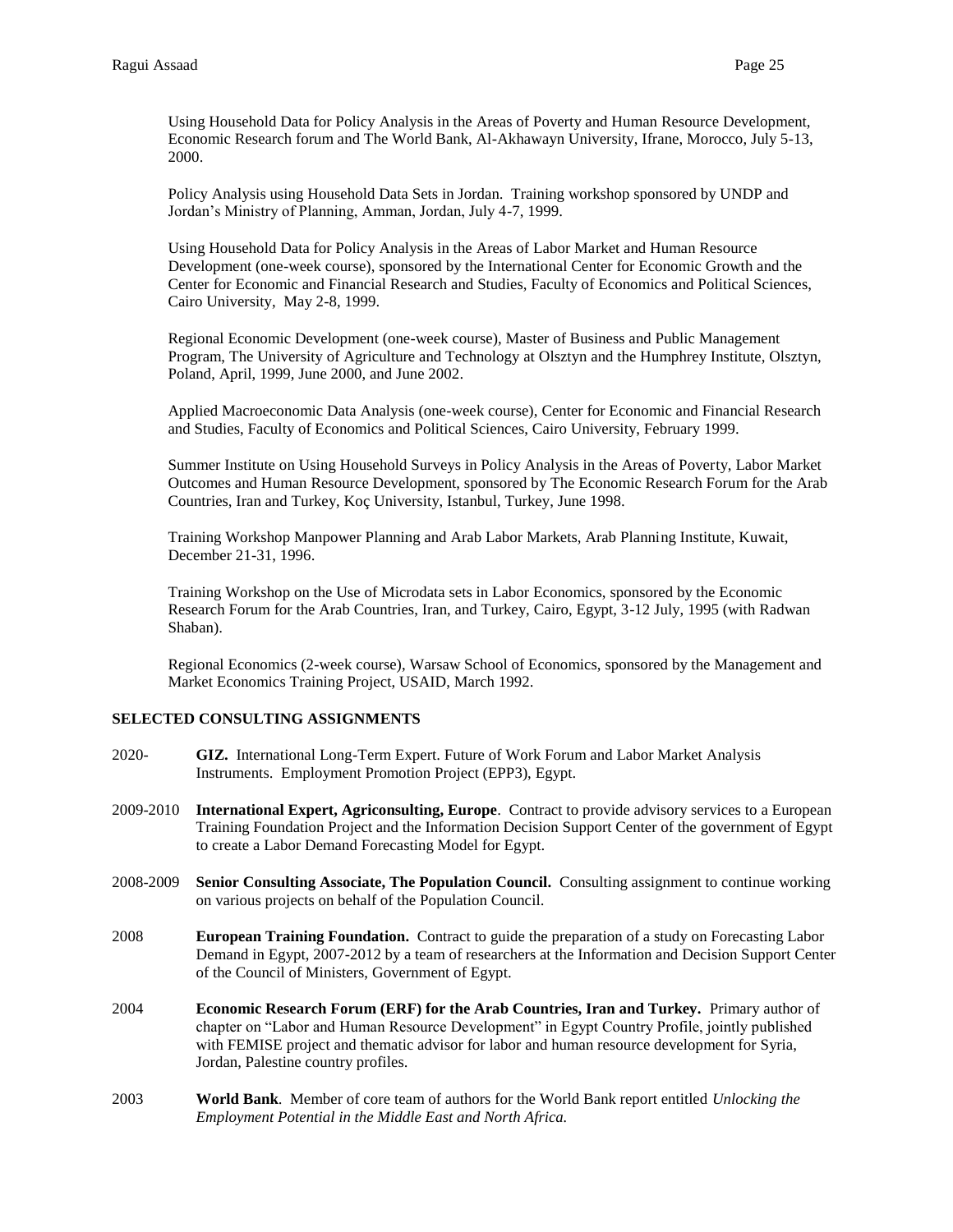Using Household Data for Policy Analysis in the Areas of Poverty and Human Resource Development, Economic Research forum and The World Bank, Al-Akhawayn University, Ifrane, Morocco, July 5-13, 2000.

Policy Analysis using Household Data Sets in Jordan. Training workshop sponsored by UNDP and Jordan's Ministry of Planning, Amman, Jordan, July 4-7, 1999.

Using Household Data for Policy Analysis in the Areas of Labor Market and Human Resource Development (one-week course), sponsored by the International Center for Economic Growth and the Center for Economic and Financial Research and Studies, Faculty of Economics and Political Sciences, Cairo University, May 2-8, 1999.

Regional Economic Development (one-week course), Master of Business and Public Management Program, The University of Agriculture and Technology at Olsztyn and the Humphrey Institute, Olsztyn, Poland, April, 1999, June 2000, and June 2002.

Applied Macroeconomic Data Analysis (one-week course), Center for Economic and Financial Research and Studies, Faculty of Economics and Political Sciences, Cairo University, February 1999.

Summer Institute on Using Household Surveys in Policy Analysis in the Areas of Poverty, Labor Market Outcomes and Human Resource Development, sponsored by The Economic Research Forum for the Arab Countries, Iran and Turkey, Koç University, Istanbul, Turkey, June 1998.

Training Workshop Manpower Planning and Arab Labor Markets, Arab Planning Institute, Kuwait, December 21-31, 1996.

Training Workshop on the Use of Microdata sets in Labor Economics, sponsored by the Economic Research Forum for the Arab Countries, Iran, and Turkey, Cairo, Egypt, 3-12 July, 1995 (with Radwan Shaban).

Regional Economics (2-week course), Warsaw School of Economics, sponsored by the Management and Market Economics Training Project, USAID, March 1992.

## SELECTED CONSULTING ASSIGNMENTS

2020- **GIZ.** International Long-Term Expert. Future of Work Forum and Labor Market Analysis Instruments. Employment Promotion Project (EPP3), Egypt.

2009-2010 **International Expert, Agriconsulting, Europe**. Contract to provide advisory services to a European Training Foundation Project and the Information Decision Support Center of the government of Egypt to create a Labor Demand Forecasting Model for Egypt.

2008-2009 **Senior Consulting Associate, The Population Council.** Consulting assignment to continue working on various projects on behalf of the Population Council.

2008 **European Training Foundation.** Contract to guide the preparation of a study on Forecasting Labor Demand in Egypt, 2007-2012 by a team of researchers at the Information and Decision Support Center of the Council of Ministers, Government of Egypt.

2004 **Economic Research Forum (ERF) for the Arab Countries, Iran and Turkey.** Primary author of chapter on "Labor and Human Resource Development" in Egypt Country Profile, jointly published with FEMISE project and thematic advisor for labor and human resource development for Syria, Jordan, Palestine country profiles.

2003 **World Bank**. Member of core team of authors for the World Bank report entitled *Unlocking the Employment Potential in the Middle East and North Africa.*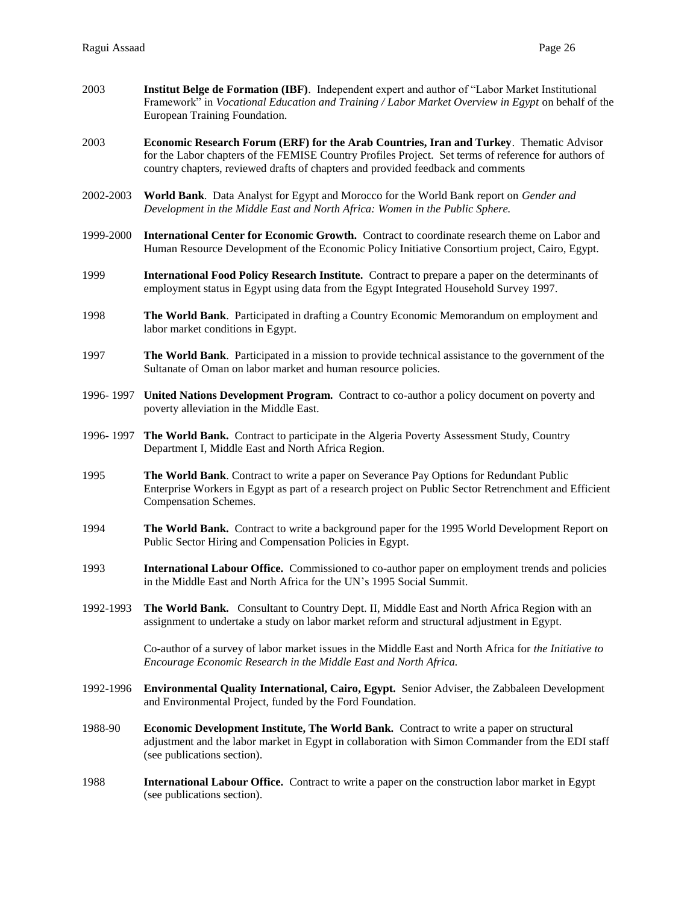2003 **Institut Belge de Formation (IBF)**. Independent expert and author of "Labor Market Institutional Framework" in *Vocational Education and Training / Labor Market Overview in Egypt* on behalf of the European Training Foundation.

2003 **Economic Research Forum (ERF) for the Arab Countries, Iran and Turkey**. Thematic Advisor for the Labor chapters of the FEMISE Country Profiles Project. Set terms of reference for authors of country chapters, reviewed drafts of chapters and provided feedback and comments

2002-2003 **World Bank**. Data Analyst for Egypt and Morocco for the World Bank report on *Gender and Development in the Middle East and North Africa: Women in the Public Sphere.*

1999-2000 **International Center for Economic Growth.** Contract to coordinate research theme on Labor and Human Resource Development of the Economic Policy Initiative Consortium project, Cairo, Egypt.

1999 **International Food Policy Research Institute.** Contract to prepare a paper on the determinants of employment status in Egypt using data from the Egypt Integrated Household Survey 1997.

1998 **The World Bank**. Participated in drafting a Country Economic Memorandum on employment and labor market conditions in Egypt.

1997 **The World Bank**. Participated in a mission to provide technical assistance to the government of the Sultanate of Oman on labor market and human resource policies.

1996- 1997 **United Nations Development Program.** Contract to co-author a policy document on poverty and poverty alleviation in the Middle East.

1996- 1997 **The World Bank.** Contract to participate in the Algeria Poverty Assessment Study, Country Department I, Middle East and North Africa Region.

1995 **The World Bank**. Contract to write a paper on Severance Pay Options for Redundant Public Enterprise Workers in Egypt as part of a research project on Public Sector Retrenchment and Efficient Compensation Schemes.

1994 **The World Bank.** Contract to write a background paper for the 1995 World Development Report on Public Sector Hiring and Compensation Policies in Egypt.

1993 **International Labour Office.** Commissioned to co-author paper on employment trends and policies in the Middle East and North Africa for the UN's 1995 Social Summit.

1992-1993 **The World Bank.** Consultant to Country Dept. II, Middle East and North Africa Region with an assignment to undertake a study on labor market reform and structural adjustment in Egypt.

Co-author of a survey of labor market issues in the Middle East and North Africa for *the Initiative to Encourage Economic Research in the Middle East and North Africa.*

1992-1996 **Environmental Quality International, Cairo, Egypt.** Senior Adviser, the Zabbaleen Development and Environmental Project, funded by the Ford Foundation.

1988-90 **Economic Development Institute, The World Bank.** Contract to write a paper on structural adjustment and the labor market in Egypt in collaboration with Simon Commander from the EDI staff (see publications section).

1988 **International Labour Office.** Contract to write a paper on the construction labor market in Egypt (see publications section).